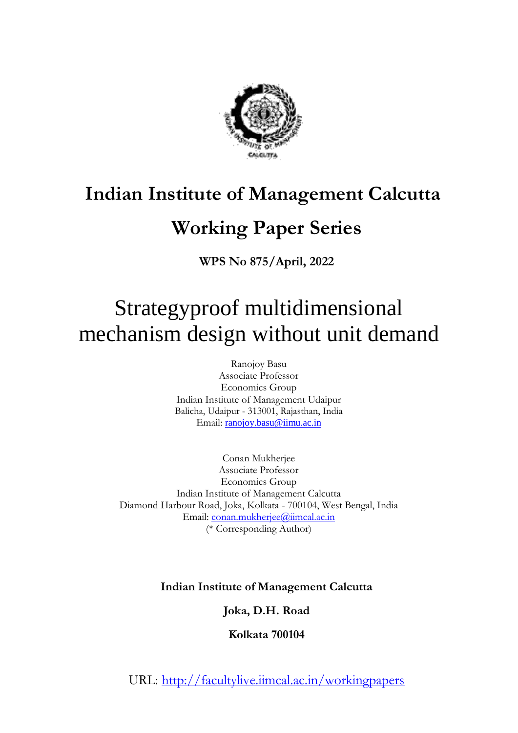# Indian Institute of Management Calcutta

# Working Paper Series

**WPS No 875/April, 2022**

# Strategyproof multidimensional mechanism design without unit demand

Ranojoy Basu
Associate Professor
Economics Group
Indian Institute of Management Udaipur
Balicha, Udaipur - 313001, Rajasthan, India
Email: ranojoy.basu@iimu.ac.in

Conan Mukherjee
Associate Professor
Economics Group
Indian Institute of Management Calcutta
Diamond Harbour Road, Joka, Kolkata - 700104, West Bengal, India
Email: conan.mukherjee@iimcal.ac.in
(* Corresponding Author)

**Indian Institute of Management Calcutta**

**Joka, D.H. Road**

**Kolkata 700104**

URL: http://facultylive.iimcal.ac.in/workingpapers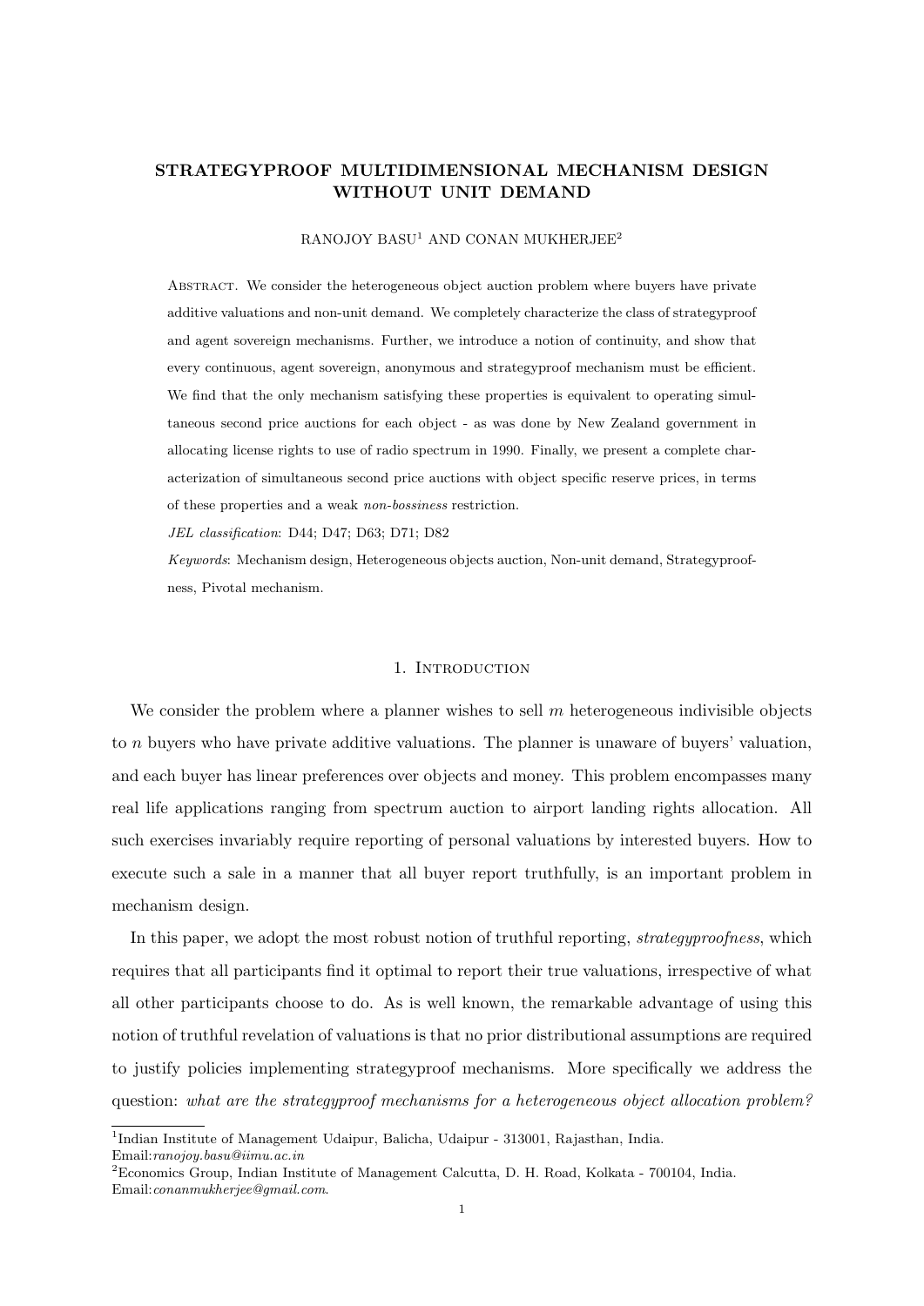# STRATEGYPROOF MULTIDIMENSIONAL MECHANISM DESIGN WITHOUT UNIT DEMAND

RANOJOY BASU[1] AND CONAN MUKHERJEE[2]

Abstract. We consider the heterogeneous object auction problem where buyers have private additive valuations and non-unit demand. We completely characterize the class of strategyproof and agent sovereign mechanisms. Further, we introduce a notion of continuity, and show that every continuous, agent sovereign, anonymous and strategyproof mechanism must be efficient. We find that the only mechanism satisfying these properties is equivalent to operating simultaneous second price auctions for each object - as was done by New Zealand government in allocating license rights to use of radio spectrum in 1990. Finally, we present a complete characterization of simultaneous second price auctions with object specific reserve prices, in terms of these properties and a weak *non-bossiness* restriction.

*JEL classification*: D44; D47; D63; D71; D82

*Keywords*: Mechanism design, Heterogeneous objects auction, Non-unit demand, Strategyproofness, Pivotal mechanism.

## 1. Introduction

We consider the problem where a planner wishes to sell $m$ heterogeneous indivisible objects to $n$ buyers who have private additive valuations. The planner is unaware of buyers' valuation, and each buyer has linear preferences over objects and money. This problem encompasses many real life applications ranging from spectrum auction to airport landing rights allocation. All such exercises invariably require reporting of personal valuations by interested buyers. How to execute such a sale in a manner that all buyer report truthfully, is an important problem in mechanism design.

In this paper, we adopt the most robust notion of truthful reporting, *strategyproofness*, which requires that all participants find it optimal to report their true valuations, irrespective of what all other participants choose to do. As is well known, the remarkable advantage of using this notion of truthful revelation of valuations is that no prior distributional assumptions are required to justify policies implementing strategyproof mechanisms. More specifically we address the question: *what are the strategyproof mechanisms for a heterogeneous object allocation problem?*

---

[1]Indian Institute of Management Udaipur, Balicha, Udaipur - 313001, Rajasthan, India. Email: *ranojoy.basu@iimu.ac.in*

[2]Economics Group, Indian Institute of Management Calcutta, D. H. Road, Kolkata - 700104, India. Email: *conanmukherjee@gmail.com*.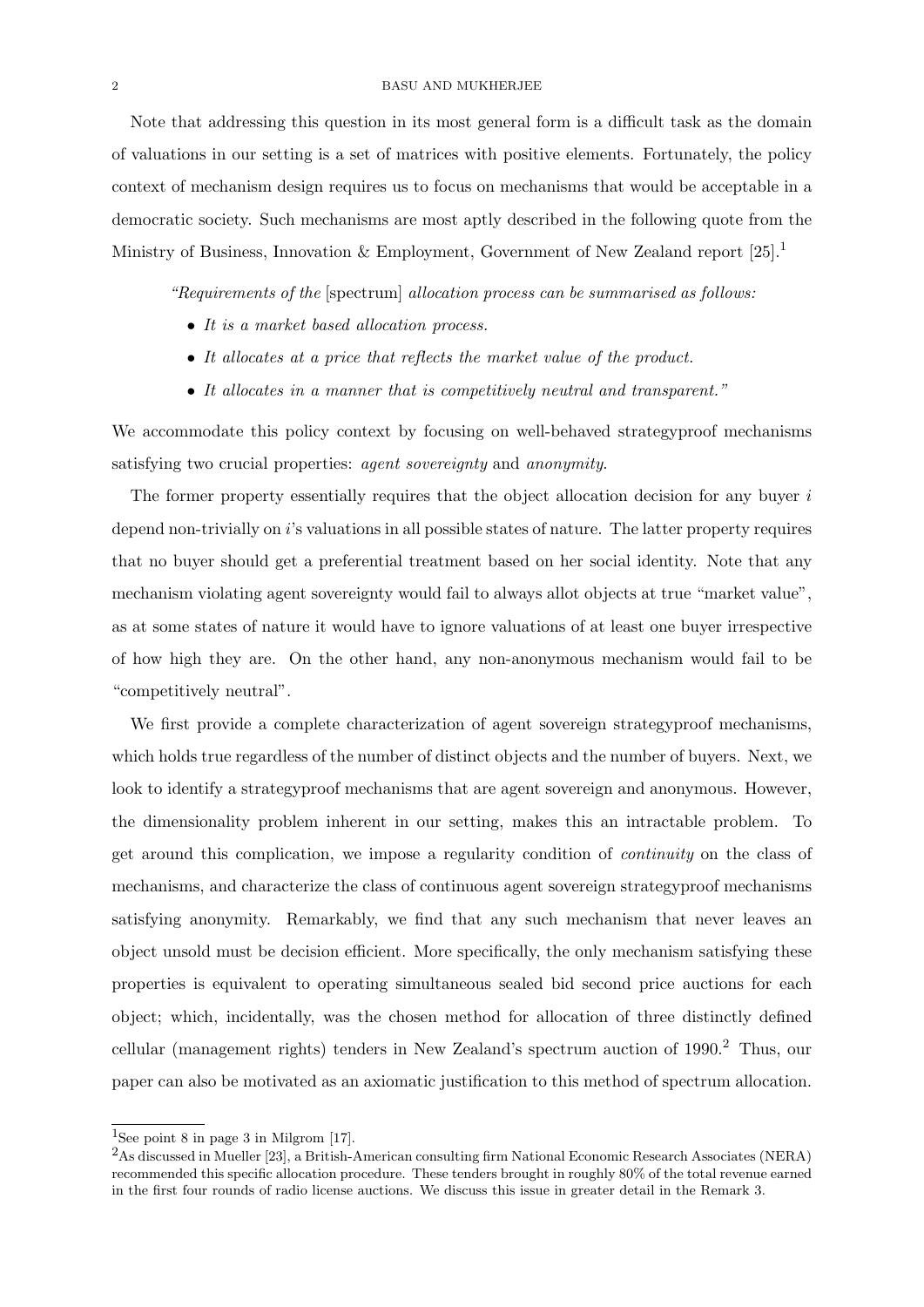Note that addressing this question in its most general form is a difficult task as the domain of valuations in our setting is a set of matrices with positive elements. Fortunately, the policy context of mechanism design requires us to focus on mechanisms that would be acceptable in a democratic society. Such mechanisms are most aptly described in the following quote from the Ministry of Business, Innovation & Employment, Government of New Zealand report [25].[1]

> *"Requirements of the* [spectrum] *allocation process can be summarised as follows:*
>
> - *It is a market based allocation process.*
> - *It allocates at a price that reflects the market value of the product.*
> - *It allocates in a manner that is competitively neutral and transparent."*

We accommodate this policy context by focusing on well-behaved strategyproof mechanisms satisfying two crucial properties: *agent sovereignty* and *anonymity*.

The former property essentially requires that the object allocation decision for any buyer $i$ depend non-trivially on $i$'s valuations in all possible states of nature. The latter property requires that no buyer should get a preferential treatment based on her social identity. Note that any mechanism violating agent sovereignty would fail to always allot objects at true "market value", as at some states of nature it would have to ignore valuations of at least one buyer irrespective of how high they are. On the other hand, any non-anonymous mechanism would fail to be "competitively neutral".

We first provide a complete characterization of agent sovereign strategyproof mechanisms, which holds true regardless of the number of distinct objects and the number of buyers. Next, we look to identify a strategyproof mechanisms that are agent sovereign and anonymous. However, the dimensionality problem inherent in our setting, makes this an intractable problem. To get around this complication, we impose a regularity condition of *continuity* on the class of mechanisms, and characterize the class of continuous agent sovereign strategyproof mechanisms satisfying anonymity. Remarkably, we find that any such mechanism that never leaves an object unsold must be decision efficient. More specifically, the only mechanism satisfying these properties is equivalent to operating simultaneous sealed bid second price auctions for each object; which, incidentally, was the chosen method for allocation of three distinctly defined cellular (management rights) tenders in New Zealand's spectrum auction of 1990.[2] Thus, our paper can also be motivated as an axiomatic justification to this method of spectrum allocation.

---

[1] See point 8 in page 3 in Milgrom [17].

[2] As discussed in Mueller [23], a British-American consulting firm National Economic Research Associates (NERA) recommended this specific allocation procedure. These tenders brought in roughly 80% of the total revenue earned in the first four rounds of radio license auctions. We discuss this issue in greater detail in the Remark 3.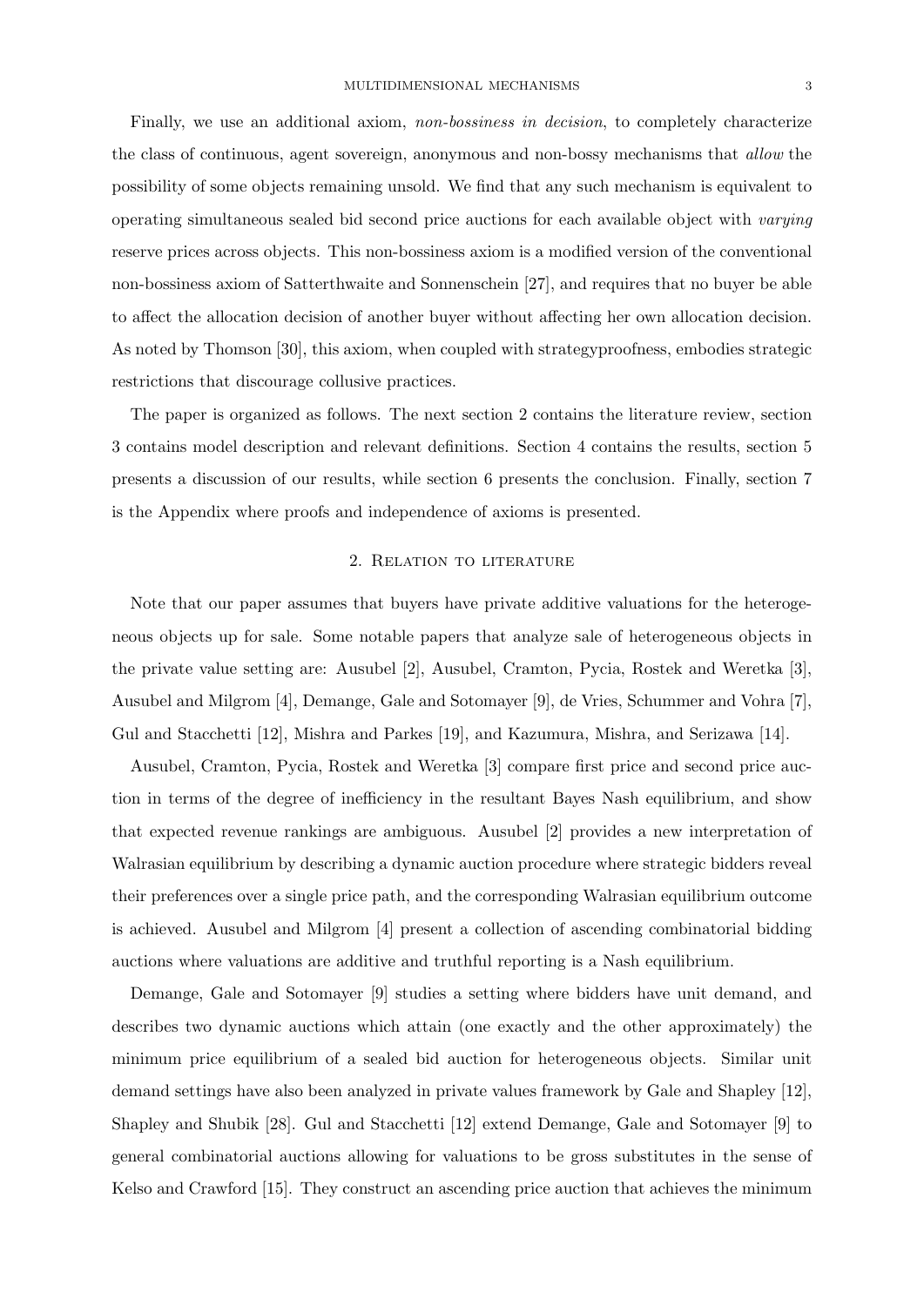Finally, we use an additional axiom, *non-bossiness in decision*, to completely characterize the class of continuous, agent sovereign, anonymous and non-bossy mechanisms that *allow* the possibility of some objects remaining unsold. We find that any such mechanism is equivalent to operating simultaneous sealed bid second price auctions for each available object with *varying* reserve prices across objects. This non-bossiness axiom is a modified version of the conventional non-bossiness axiom of Satterthwaite and Sonnenschein [27], and requires that no buyer be able to affect the allocation decision of another buyer without affecting her own allocation decision. As noted by Thomson [30], this axiom, when coupled with strategyproofness, embodies strategic restrictions that discourage collusive practices.

The paper is organized as follows. The next section 2 contains the literature review, section 3 contains model description and relevant definitions. Section 4 contains the results, section 5 presents a discussion of our results, while section 6 presents the conclusion. Finally, section 7 is the Appendix where proofs and independence of axioms is presented.

## 2. Relation to literature

Note that our paper assumes that buyers have private additive valuations for the heterogeneous objects up for sale. Some notable papers that analyze sale of heterogeneous objects in the private value setting are: Ausubel [2], Ausubel, Cramton, Pycia, Rostek and Weretka [3], Ausubel and Milgrom [4], Demange, Gale and Sotomayer [9], de Vries, Schummer and Vohra [7], Gul and Stacchetti [12], Mishra and Parkes [19], and Kazumura, Mishra, and Serizawa [14].

Ausubel, Cramton, Pycia, Rostek and Weretka [3] compare first price and second price auction in terms of the degree of inefficiency in the resultant Bayes Nash equilibrium, and show that expected revenue rankings are ambiguous. Ausubel [2] provides a new interpretation of Walrasian equilibrium by describing a dynamic auction procedure where strategic bidders reveal their preferences over a single price path, and the corresponding Walrasian equilibrium outcome is achieved. Ausubel and Milgrom [4] present a collection of ascending combinatorial bidding auctions where valuations are additive and truthful reporting is a Nash equilibrium.

Demange, Gale and Sotomayer [9] studies a setting where bidders have unit demand, and describes two dynamic auctions which attain (one exactly and the other approximately) the minimum price equilibrium of a sealed bid auction for heterogeneous objects. Similar unit demand settings have also been analyzed in private values framework by Gale and Shapley [12], Shapley and Shubik [28]. Gul and Stacchetti [12] extend Demange, Gale and Sotomayer [9] to general combinatorial auctions allowing for valuations to be gross substitutes in the sense of Kelso and Crawford [15]. They construct an ascending price auction that achieves the minimum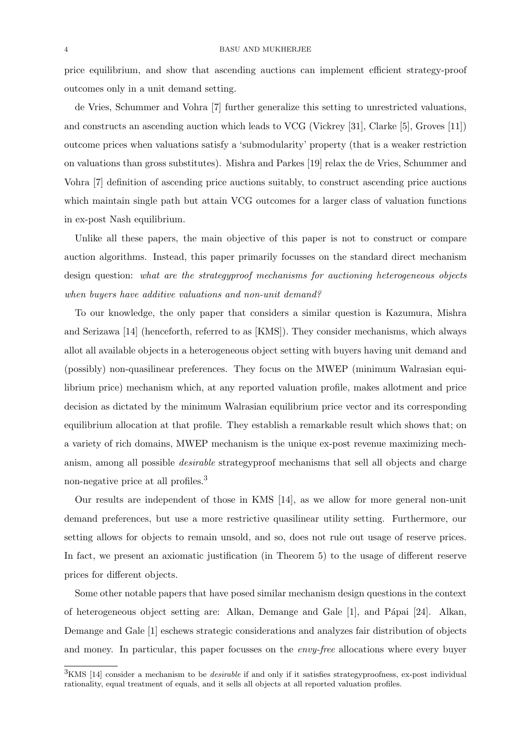price equilibrium, and show that ascending auctions can implement efficient strategy-proof outcomes only in a unit demand setting.

de Vries, Schummer and Vohra [7] further generalize this setting to unrestricted valuations, and constructs an ascending auction which leads to VCG (Vickrey [31], Clarke [5], Groves [11]) outcome prices when valuations satisfy a 'submodularity' property (that is a weaker restriction on valuations than gross substitutes). Mishra and Parkes [19] relax the de Vries, Schummer and Vohra [7] definition of ascending price auctions suitably, to construct ascending price auctions which maintain single path but attain VCG outcomes for a larger class of valuation functions in ex-post Nash equilibrium.

Unlike all these papers, the main objective of this paper is not to construct or compare auction algorithms. Instead, this paper primarily focusses on the standard direct mechanism design question: *what are the strategyproof mechanisms for auctioning heterogeneous objects when buyers have additive valuations and non-unit demand?*

To our knowledge, the only paper that considers a similar question is Kazumura, Mishra and Serizawa [14] (henceforth, referred to as [KMS]). They consider mechanisms, which always allot all available objects in a heterogeneous object setting with buyers having unit demand and (possibly) non-quasilinear preferences. They focus on the MWEP (minimum Walrasian equilibrium price) mechanism which, at any reported valuation profile, makes allotment and price decision as dictated by the minimum Walrasian equilibrium price vector and its corresponding equilibrium allocation at that profile. They establish a remarkable result which shows that; on a variety of rich domains, MWEP mechanism is the unique ex-post revenue maximizing mechanism, among all possible *desirable* strategyproof mechanisms that sell all objects and charge non-negative price at all profiles.[3]

Our results are independent of those in KMS [14], as we allow for more general non-unit demand preferences, but use a more restrictive quasilinear utility setting. Furthermore, our setting allows for objects to remain unsold, and so, does not rule out usage of reserve prices. In fact, we present an axiomatic justification (in Theorem 5) to the usage of different reserve prices for different objects.

Some other notable papers that have posed similar mechanism design questions in the context of heterogeneous object setting are: Alkan, Demange and Gale [1], and Pápai [24]. Alkan, Demange and Gale [1] eschews strategic considerations and analyzes fair distribution of objects and money. In particular, this paper focusses on the *envy-free* allocations where every buyer

[3]KMS [14] consider a mechanism to be *desirable* if and only if it satisfies strategyproofness, ex-post individual rationality, equal treatment of equals, and it sells all objects at all reported valuation profiles.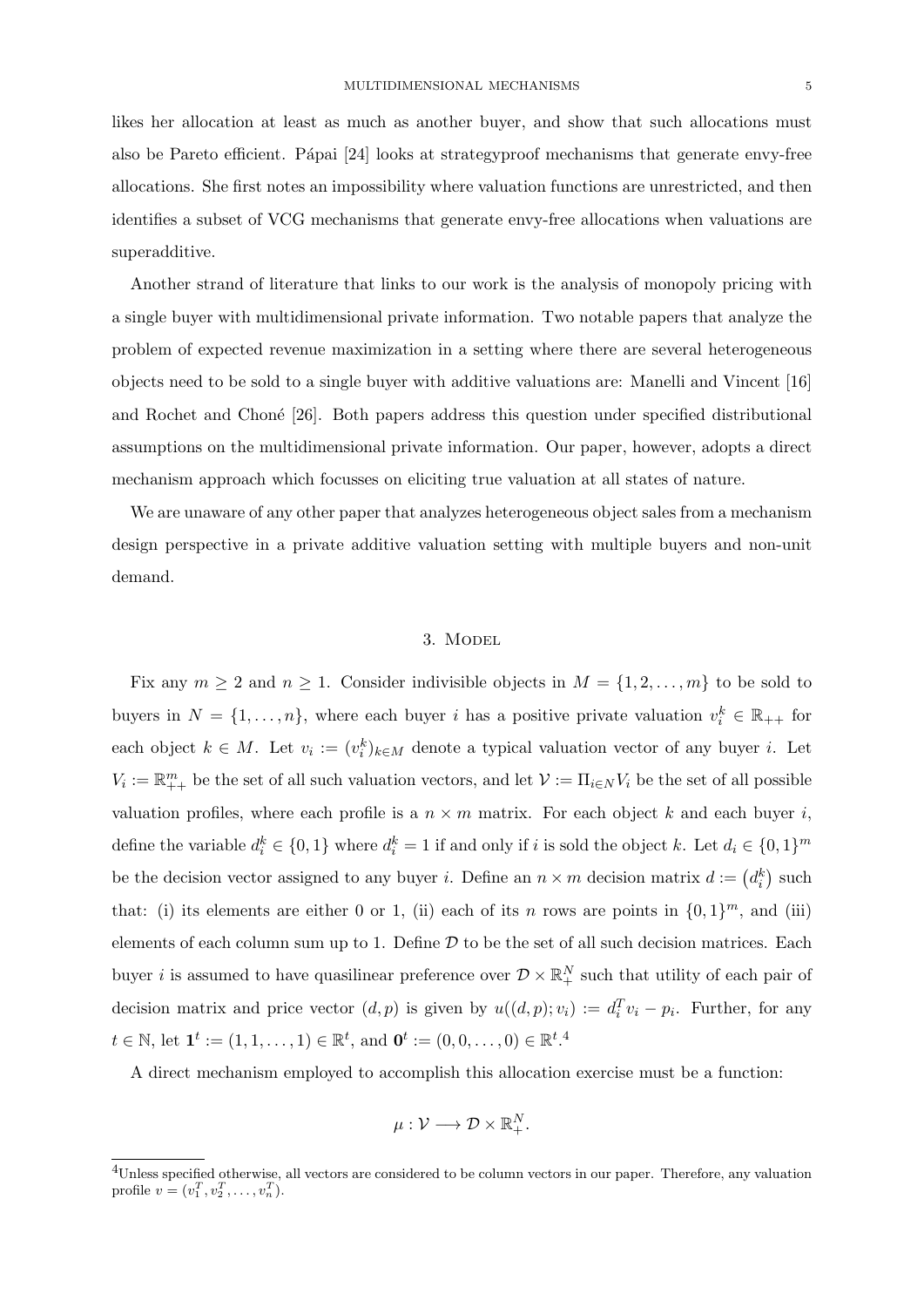likes her allocation at least as much as another buyer, and show that such allocations must also be Pareto efficient. Pápai [24] looks at strategyproof mechanisms that generate envy-free allocations. She first notes an impossibility where valuation functions are unrestricted, and then identifies a subset of VCG mechanisms that generate envy-free allocations when valuations are superadditive.

Another strand of literature that links to our work is the analysis of monopoly pricing with a single buyer with multidimensional private information. Two notable papers that analyze the problem of expected revenue maximization in a setting where there are several heterogeneous objects need to be sold to a single buyer with additive valuations are: Manelli and Vincent [16] and Rochet and Choné [26]. Both papers address this question under specified distributional assumptions on the multidimensional private information. Our paper, however, adopts a direct mechanism approach which focusses on eliciting true valuation at all states of nature.

We are unaware of any other paper that analyzes heterogeneous object sales from a mechanism design perspective in a private additive valuation setting with multiple buyers and non-unit demand.

## 3. Model

Fix any $m \geq 2$ and $n \geq 1$. Consider indivisible objects in $M = \{1, 2, \ldots, m\}$ to be sold to buyers in $N = \{1, \ldots, n\}$, where each buyer $i$ has a positive private valuation $v_i^k \in \mathbb{R}_{++}$ for each object $k \in M$. Let $v_i := (v_i^k)_{k \in M}$ denote a typical valuation vector of any buyer $i$. Let $V_i := \mathbb{R}_{++}^m$ be the set of all such valuation vectors, and let $\mathcal{V} := \Pi_{i \in N} V_i$ be the set of all possible valuation profiles, where each profile is a $n \times m$ matrix. For each object $k$ and each buyer $i$, define the variable $d_i^k \in \{0, 1\}$ where $d_i^k = 1$ if and only if $i$ is sold the object $k$. Let $d_i \in \{0, 1\}^m$ be the decision vector assigned to any buyer $i$. Define an $n \times m$ decision matrix $d := \left(d_i^k\right)$ such that: (i) its elements are either 0 or 1, (ii) each of its $n$ rows are points in $\{0, 1\}^m$, and (iii) elements of each column sum up to 1. Define $\mathcal{D}$ to be the set of all such decision matrices. Each buyer $i$ is assumed to have quasilinear preference over $\mathcal{D} \times \mathbb{R}_+^N$ such that utility of each pair of decision matrix and price vector $(d, p)$ is given by $u((d, p); v_i) := d_i^T v_i - p_i$. Further, for any $t \in \mathbb{N}$, let $\mathbf{1}^t := (1, 1, \ldots, 1) \in \mathbb{R}^t$, and $\mathbf{0}^t := (0, 0, \ldots, 0) \in \mathbb{R}^t$.[4]

A direct mechanism employed to accomplish this allocation exercise must be a function:

$$\mu : \mathcal{V} \longrightarrow \mathcal{D} \times \mathbb{R}_+^N.$$

[4]Unless specified otherwise, all vectors are considered to be column vectors in our paper. Therefore, any valuation profile $v = (v_1^T, v_2^T, \ldots, v_n^T)$.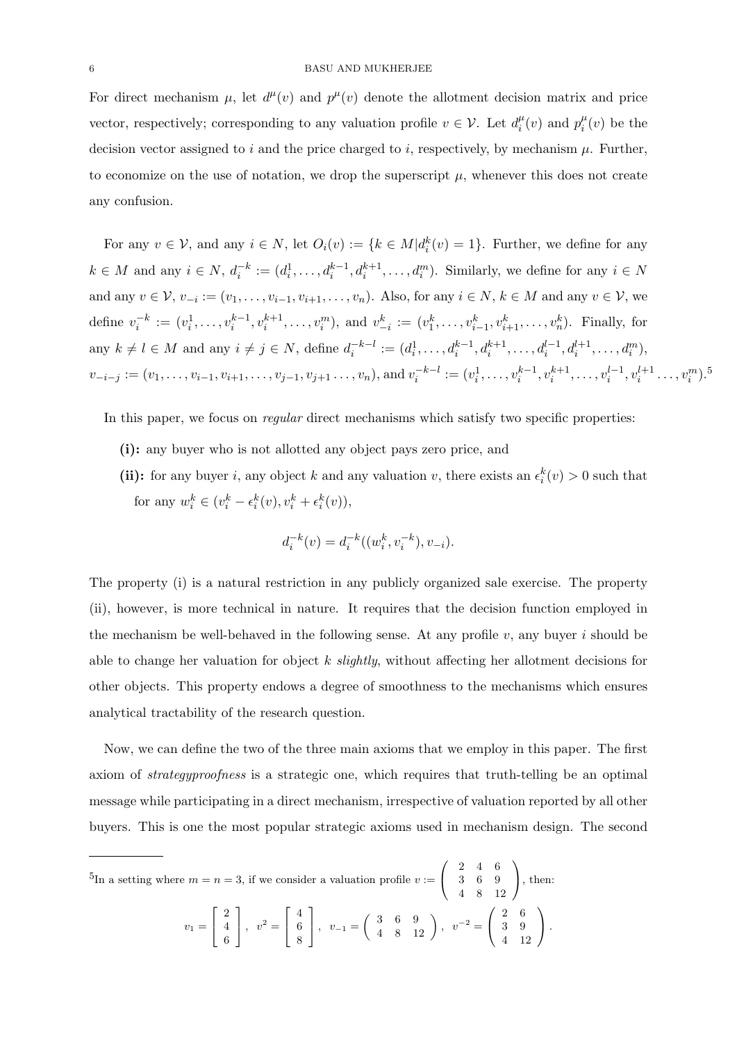For direct mechanism $\mu$, let $d^{\mu}(v)$ and $p^{\mu}(v)$ denote the allotment decision matrix and price vector, respectively; corresponding to any valuation profile $v \in \mathcal{V}$. Let $d_i^{\mu}(v)$ and $p_i^{\mu}(v)$ be the decision vector assigned to $i$ and the price charged to $i$, respectively, by mechanism $\mu$. Further, to economize on the use of notation, we drop the superscript $\mu$, whenever this does not create any confusion.

For any $v \in \mathcal{V}$, and any $i \in N$, let $O_i(v) := \{k \in M | d_i^k(v) = 1\}$. Further, we define for any $k \in M$ and any $i \in N$, $d_i^{-k} := (d_i^1, \ldots, d_i^{k-1}, d_i^{k+1}, \ldots, d_i^m)$. Similarly, we define for any $i \in N$ and any $v \in \mathcal{V}$, $v_{-i} := (v_1, \ldots, v_{i-1}, v_{i+1}, \ldots, v_n)$. Also, for any $i \in N$, $k \in M$ and any $v \in \mathcal{V}$, we define $v_i^{-k} := (v_i^1, \ldots, v_i^{k-1}, v_i^{k+1}, \ldots, v_i^m)$, and $v_{-i}^k := (v_1^k, \ldots, v_{i-1}^k, v_{i+1}^k, \ldots, v_n^k)$. Finally, for any $k \neq l \in M$ and any $i \neq j \in N$, define $d_i^{-k-l} := (d_i^1, \ldots, d_i^{k-1}, d_i^{k+1}, \ldots, d_i^{l-1}, d_i^{l+1}, \ldots, d_i^m)$, $v_{-i-j} := (v_1, \ldots, v_{i-1}, v_{i+1}, \ldots, v_{j-1}, v_{j+1} \ldots, v_n)$, and $v_i^{-k-l} := (v_i^1, \ldots, v_i^{k-1}, v_i^{k+1}, \ldots, v_i^{l-1}, v_i^{l+1} \ldots, v_i^m)$.[5]

In this paper, we focus on *regular* direct mechanisms which satisfy two specific properties:

- **(i):** any buyer who is not allotted any object pays zero price, and
- **(ii):** for any buyer $i$, any object $k$ and any valuation $v$, there exists an $\epsilon_i^k(v) > 0$ such that for any $w_i^k \in (v_i^k - \epsilon_i^k(v), v_i^k + \epsilon_i^k(v))$,

$$d_i^{-k}(v) = d_i^{-k}((w_i^k, v_i^{-k}), v_{-i}).$$

The property (i) is a natural restriction in any publicly organized sale exercise. The property (ii), however, is more technical in nature. It requires that the decision function employed in the mechanism be well-behaved in the following sense. At any profile $v$, any buyer $i$ should be able to change her valuation for object $k$ *slightly*, without affecting her allotment decisions for other objects. This property endows a degree of smoothness to the mechanisms which ensures analytical tractability of the research question.

Now, we can define the two of the three main axioms that we employ in this paper. The first axiom of *strategyproofness* is a strategic one, which requires that truth-telling be an optimal message while participating in a direct mechanism, irrespective of valuation reported by all other buyers. This is one the most popular strategic axioms used in mechanism design. The second

[5] In a setting where $m = n = 3$, if we consider a valuation profile $v := \begin{pmatrix} 2 & 4 & 6 \\ 3 & 6 & 9 \\ 4 & 8 & 12 \end{pmatrix}$, then:

$$v_1 = \begin{bmatrix} 2 \\ 4 \\ 6 \end{bmatrix}, \quad v^2 = \begin{bmatrix} 4 \\ 6 \\ 8 \end{bmatrix}, \quad v_{-1} = \begin{pmatrix} 3 & 6 & 9 \\ 4 & 8 & 12 \end{pmatrix}, \quad v^{-2} = \begin{pmatrix} 2 & 6 \\ 3 & 9 \\ 4 & 12 \end{pmatrix}.$$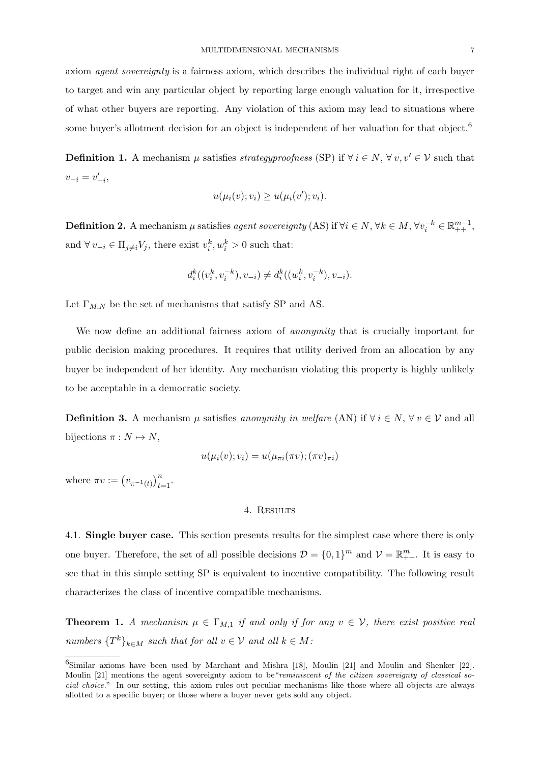axiom *agent sovereignty* is a fairness axiom, which describes the individual right of each buyer to target and win any particular object by reporting large enough valuation for it, irrespective of what other buyers are reporting. Any violation of this axiom may lead to situations where some buyer's allotment decision for an object is independent of her valuation for that object.[6]

**Definition 1.** A mechanism $\mu$ satisfies *strategyproofness* (SP) if $\forall\, i \in N$, $\forall\, v, v' \in \mathcal{V}$ such that $v_{-i} = v'_{-i}$,

$$u(\mu_i(v); v_i) \geq u(\mu_i(v'); v_i).$$

**Definition 2.** A mechanism $\mu$ satisfies *agent sovereignty* (AS) if $\forall i \in N$, $\forall k \in M$, $\forall v_i^{-k} \in \mathbb{R}_{++}^{m-1}$, and $\forall\, v_{-i} \in \Pi_{j \neq i} V_j$, there exist $v_i^k, w_i^k > 0$ such that:

$$d_i^k((v_i^k, v_i^{-k}), v_{-i}) \neq d_i^k((w_i^k, v_i^{-k}), v_{-i}).$$

Let $\Gamma_{M,N}$ be the set of mechanisms that satisfy SP and AS.

We now define an additional fairness axiom of *anonymity* that is crucially important for public decision making procedures. It requires that utility derived from an allocation by any buyer be independent of her identity. Any mechanism violating this property is highly unlikely to be acceptable in a democratic society.

**Definition 3.** A mechanism $\mu$ satisfies *anonymity in welfare* (AN) if $\forall\, i \in N$, $\forall\, v \in \mathcal{V}$ and all bijections $\pi : N \mapsto N$,

$$u(\mu_i(v); v_i) = u(\mu_{\pi i}(\pi v); (\pi v)_{\pi i})$$

where $\pi v := \left(v_{\pi^{-1}(t)}\right)_{t=1}^{n}$.

## 4. Results

### 4.1. Single buyer case.

This section presents results for the simplest case where there is only one buyer. Therefore, the set of all possible decisions $\mathcal{D} = \{0, 1\}^m$ and $\mathcal{V} = \mathbb{R}_{++}^m$. It is easy to see that in this simple setting SP is equivalent to incentive compatibility. The following result characterizes the class of incentive compatible mechanisms.

**Theorem 1.** *A mechanism $\mu \in \Gamma_{M,1}$ if and only if for any $v \in \mathcal{V}$, there exist positive real numbers $\{T^k\}_{k \in M}$ such that for all $v \in \mathcal{V}$ and all $k \in M$:*

---

[6] Similar axioms have been used by Marchant and Mishra [18], Moulin [21] and Moulin and Shenker [22]. Moulin [21] mentions the agent sovereignty axiom to be "*reminiscent of the citizen sovereignty of classical social choice.*" In our setting, this axiom rules out peculiar mechanisms like those where all objects are always allotted to a specific buyer; or those where a buyer never gets sold any object.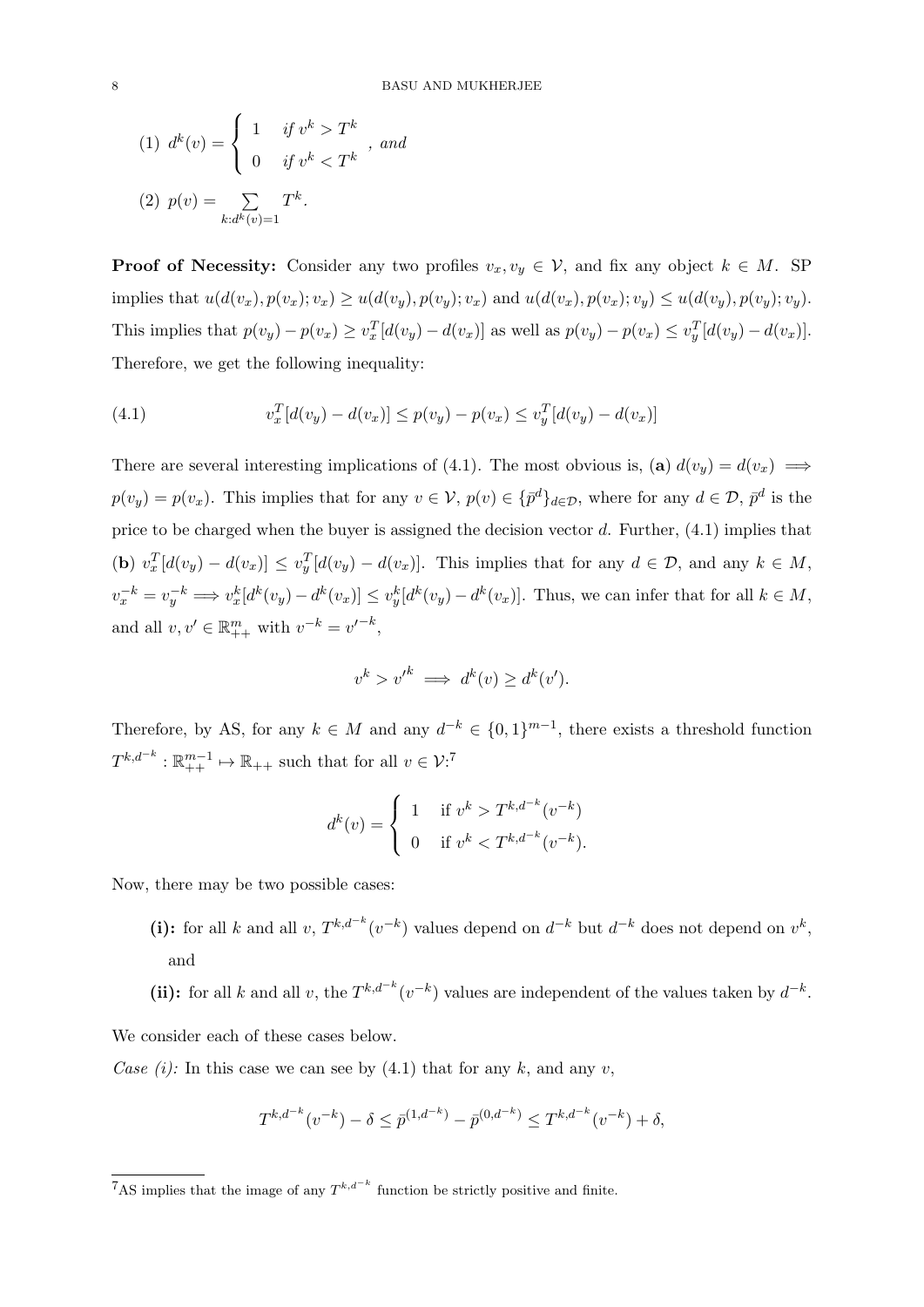(1) $d^k(v) = \begin{cases} 1 & \text{if } v^k > T^k \\ 0 & \text{if } v^k < T^k \end{cases}$, *and*

(2) $p(v) = \sum_{k:d^k(v)=1} T^k$.

**Proof of Necessity:** Consider any two profiles $v_x, v_y \in \mathcal{V}$, and fix any object $k \in M$. SP implies that $u(d(v_x), p(v_x); v_x) \geq u(d(v_y), p(v_y); v_x)$ and $u(d(v_x), p(v_x); v_y) \leq u(d(v_y), p(v_y); v_y)$. This implies that $p(v_y) - p(v_x) \geq v_x^T[d(v_y) - d(v_x)]$ as well as $p(v_y) - p(v_x) \leq v_y^T[d(v_y) - d(v_x)]$. Therefore, we get the following inequality:

$$v_x^T[d(v_y) - d(v_x)] \leq p(v_y) - p(v_x) \leq v_y^T[d(v_y) - d(v_x)] \tag{4.1}$$

There are several interesting implications of (4.1). The most obvious is, (**a**) $d(v_y) = d(v_x) \implies p(v_y) = p(v_x)$. This implies that for any $v \in \mathcal{V}$, $p(v) \in \{\bar{p}^d\}_{d \in \mathcal{D}}$, where for any $d \in \mathcal{D}$, $\bar{p}^d$ is the price to be charged when the buyer is assigned the decision vector $d$. Further, (4.1) implies that (**b**) $v_x^T[d(v_y) - d(v_x)] \leq v_y^T[d(v_y) - d(v_x)]$. This implies that for any $d \in \mathcal{D}$, and any $k \in M$, $v_x^{-k} = v_y^{-k} \implies v_x^k[d^k(v_y) - d^k(v_x)] \leq v_y^k[d^k(v_y) - d^k(v_x)]$. Thus, we can infer that for all $k \in M$, and all $v, v' \in \mathbb{R}^m_{++}$ with $v^{-k} = v'^{-k}$,

$$v^k > v'^k \implies d^k(v) \geq d^k(v').$$

Therefore, by AS, for any $k \in M$ and any $d^{-k} \in \{0,1\}^{m-1}$, there exists a threshold function $T^{k,d^{-k}} : \mathbb{R}^{m-1}_{++} \mapsto \mathbb{R}_{++}$ such that for all $v \in \mathcal{V}$:[7]

$$d^k(v) = \begin{cases} 1 & \text{if } v^k > T^{k,d^{-k}}(v^{-k}) \\ 0 & \text{if } v^k < T^{k,d^{-k}}(v^{-k}). \end{cases}$$

Now, there may be two possible cases:

**(i):** for all $k$ and all $v$, $T^{k,d^{-k}}(v^{-k})$ values depend on $d^{-k}$ but $d^{-k}$ does not depend on $v^k$, and

**(ii):** for all $k$ and all $v$, the $T^{k,d^{-k}}(v^{-k})$ values are independent of the values taken by $d^{-k}$.

We consider each of these cases below.

*Case (i):* In this case we can see by (4.1) that for any $k$, and any $v$,

$$T^{k,d^{-k}}(v^{-k}) - \delta \leq \bar{p}^{(1,d^{-k})} - \bar{p}^{(0,d^{-k})} \leq T^{k,d^{-k}}(v^{-k}) + \delta,$$

[7] AS implies that the image of any $T^{k,d^{-k}}$ function be strictly positive and finite.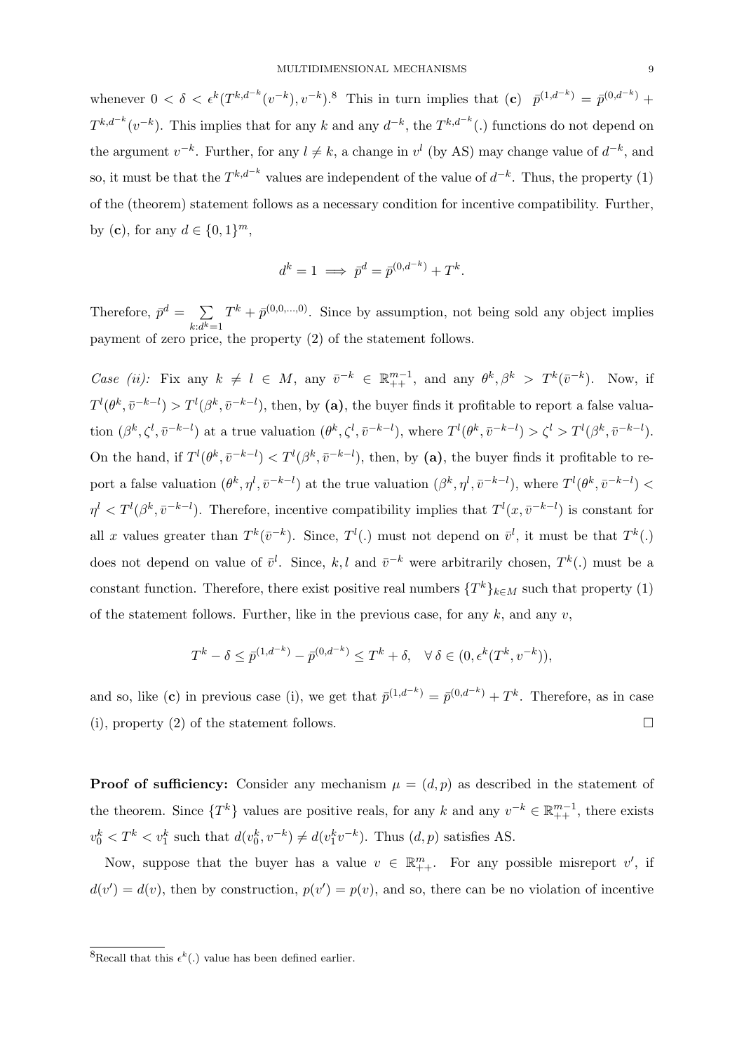whenever $0 < \delta < \epsilon^k(T^{k,d^{-k}}(v^{-k}), v^{-k})$.[8] This in turn implies that (**c**) $\bar{p}^{(1,d^{-k})} = \bar{p}^{(0,d^{-k})} + T^{k,d^{-k}}(v^{-k})$. This implies that for any $k$ and any $d^{-k}$, the $T^{k,d^{-k}}(.)$ functions do not depend on the argument $v^{-k}$. Further, for any $l \neq k$, a change in $v^l$ (by AS) may change value of $d^{-k}$, and so, it must be that the $T^{k,d^{-k}}$ values are independent of the value of $d^{-k}$. Thus, the property (1) of the (theorem) statement follows as a necessary condition for incentive compatibility. Further, by (**c**), for any $d \in \{0,1\}^m$,

$$d^k = 1 \implies \bar{p}^d = \bar{p}^{(0,d^{-k})} + T^k.$$

Therefore, $\bar{p}^d = \sum_{k:d^k=1} T^k + \bar{p}^{(0,0,\dots,0)}$. Since by assumption, not being sold any object implies payment of zero price, the property (2) of the statement follows.

*Case (ii):* Fix any $k \neq l \in M$, any $\bar{v}^{-k} \in \mathbb{R}^{m-1}_{++}$, and any $\theta^k, \beta^k > T^k(\bar{v}^{-k})$. Now, if $T^l(\theta^k, \bar{v}^{-k-l}) > T^l(\beta^k, \bar{v}^{-k-l})$, then, by **(a)**, the buyer finds it profitable to report a false valuation $(\beta^k, \zeta^l, \bar{v}^{-k-l})$ at a true valuation $(\theta^k, \zeta^l, \bar{v}^{-k-l})$, where $T^l(\theta^k, \bar{v}^{-k-l}) > \zeta^l > T^l(\beta^k, \bar{v}^{-k-l})$. On the hand, if $T^l(\theta^k, \bar{v}^{-k-l}) < T^l(\beta^k, \bar{v}^{-k-l})$, then, by **(a)**, the buyer finds it profitable to report a false valuation $(\theta^k, \eta^l, \bar{v}^{-k-l})$ at the true valuation $(\beta^k, \eta^l, \bar{v}^{-k-l})$, where $T^l(\theta^k, \bar{v}^{-k-l}) < \eta^l < T^l(\beta^k, \bar{v}^{-k-l})$. Therefore, incentive compatibility implies that $T^l(x, \bar{v}^{-k-l})$ is constant for all $x$ values greater than $T^k(\bar{v}^{-k})$. Since, $T^l(.)$ must not depend on $\bar{v}^l$, it must be that $T^k(.)$ does not depend on value of $\bar{v}^l$. Since, $k, l$ and $\bar{v}^{-k}$ were arbitrarily chosen, $T^k(.)$ must be a constant function. Therefore, there exist positive real numbers $\{T^k\}_{k \in M}$ such that property (1) of the statement follows. Further, like in the previous case, for any $k$, and any $v$,

$$T^k - \delta \leq \bar{p}^{(1,d^{-k})} - \bar{p}^{(0,d^{-k})} \leq T^k + \delta, \quad \forall\, \delta \in (0, \epsilon^k(T^k, v^{-k})),$$

and so, like (**c**) in previous case (i), we get that $\bar{p}^{(1,d^{-k})} = \bar{p}^{(0,d^{-k})} + T^k$. Therefore, as in case (i), property (2) of the statement follows. $\square$

**Proof of sufficiency:** Consider any mechanism $\mu = (d, p)$ as described in the statement of the theorem. Since $\{T^k\}$ values are positive reals, for any $k$ and any $v^{-k} \in \mathbb{R}^{m-1}_{++}$, there exists $v_0^k < T^k < v_1^k$ such that $d(v_0^k, v^{-k}) \neq d(v_1^k v^{-k})$. Thus $(d, p)$ satisfies AS.

Now, suppose that the buyer has a value $v \in \mathbb{R}^m_{++}$. For any possible misreport $v'$, if $d(v') = d(v)$, then by construction, $p(v') = p(v)$, and so, there can be no violation of incentive

[8] Recall that this $\epsilon^k(.)$ value has been defined earlier.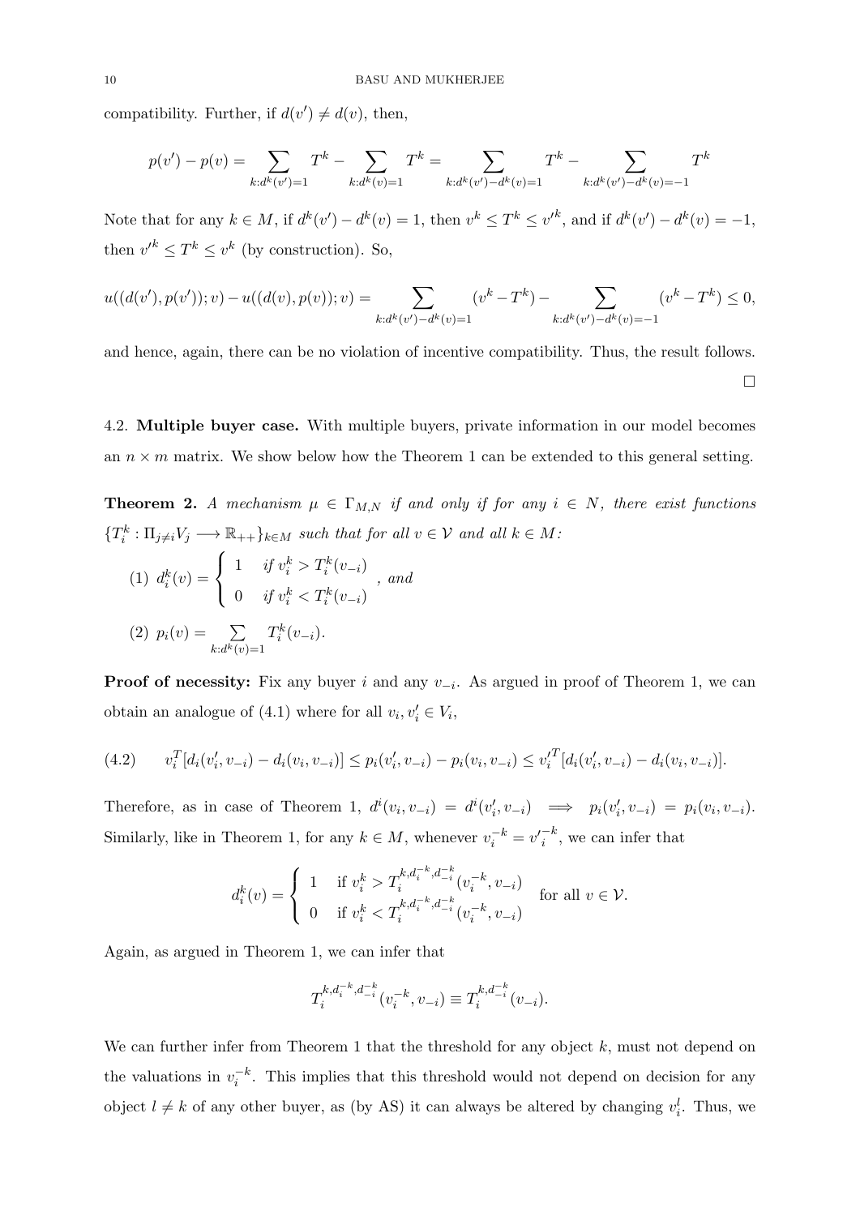compatibility. Further, if $d(v') \neq d(v)$, then,

$$p(v') - p(v) = \sum_{k:d^k(v')=1} T^k - \sum_{k:d^k(v)=1} T^k = \sum_{k:d^k(v')-d^k(v)=1} T^k - \sum_{k:d^k(v')-d^k(v)=-1} T^k$$

Note that for any $k \in M$, if $d^k(v') - d^k(v) = 1$, then $v^k \leq T^k \leq v'^k$, and if $d^k(v') - d^k(v) = -1$, then $v'^k \leq T^k \leq v^k$ (by construction). So,

$$u((d(v'), p(v')); v) - u((d(v), p(v)); v) = \sum_{k:d^k(v')-d^k(v)=1} (v^k - T^k) - \sum_{k:d^k(v')-d^k(v)=-1} (v^k - T^k) \leq 0,$$

and hence, again, there can be no violation of incentive compatibility. Thus, the result follows.

□

4.2. **Multiple buyer case.** With multiple buyers, private information in our model becomes an $n \times m$ matrix. We show below how the Theorem 1 can be extended to this general setting.

**Theorem 2.** *A mechanism $\mu \in \Gamma_{M,N}$ if and only if for any $i \in N$, there exist functions $\{T_i^k : \Pi_{j \neq i} V_j \longrightarrow \mathbb{R}_{++}\}_{k \in M}$ such that for all $v \in \mathcal{V}$ and all $k \in M$:*

(1) $d_i^k(v) = \begin{cases} 1 & \text{if } v_i^k > T_i^k(v_{-i}) \\ 0 & \text{if } v_i^k < T_i^k(v_{-i}) \end{cases}$ *, and*

(2) $p_i(v) = \sum_{k:d^k(v)=1} T_i^k(v_{-i})$.

**Proof of necessity:** Fix any buyer $i$ and any $v_{-i}$. As argued in proof of Theorem 1, we can obtain an analogue of (4.1) where for all $v_i, v_i' \in V_i$,

$$v_i^T[d_i(v_i', v_{-i}) - d_i(v_i, v_{-i})] \leq p_i(v_i', v_{-i}) - p_i(v_i, v_{-i}) \leq v_i'^T[d_i(v_i', v_{-i}) - d_i(v_i, v_{-i})]. \tag{4.2}$$

Therefore, as in case of Theorem 1, $d^i(v_i, v_{-i}) = d^i(v_i', v_{-i}) \implies p_i(v_i', v_{-i}) = p_i(v_i, v_{-i})$. Similarly, like in Theorem 1, for any $k \in M$, whenever $v_i^{-k} = v_i'^{-k}$, we can infer that

$$d_i^k(v) = \begin{cases} 1 & \text{if } v_i^k > T_i^{k,d_i^{-k},d_{-i}^{-k}}(v_i^{-k}, v_{-i}) \\ 0 & \text{if } v_i^k < T_i^{k,d_i^{-k},d_{-i}^{-k}}(v_i^{-k}, v_{-i}) \end{cases} \quad \text{for all } v \in \mathcal{V}.$$

Again, as argued in Theorem 1, we can infer that

$$T_i^{k,d_i^{-k},d_{-i}^{-k}}(v_i^{-k}, v_{-i}) \equiv T_i^{k,d_{-i}^{-k}}(v_{-i}).$$

We can further infer from Theorem 1 that the threshold for any object $k$, must not depend on the valuations in $v_i^{-k}$. This implies that this threshold would not depend on decision for any object $l \neq k$ of any other buyer, as (by AS) it can always be altered by changing $v_i^l$. Thus, we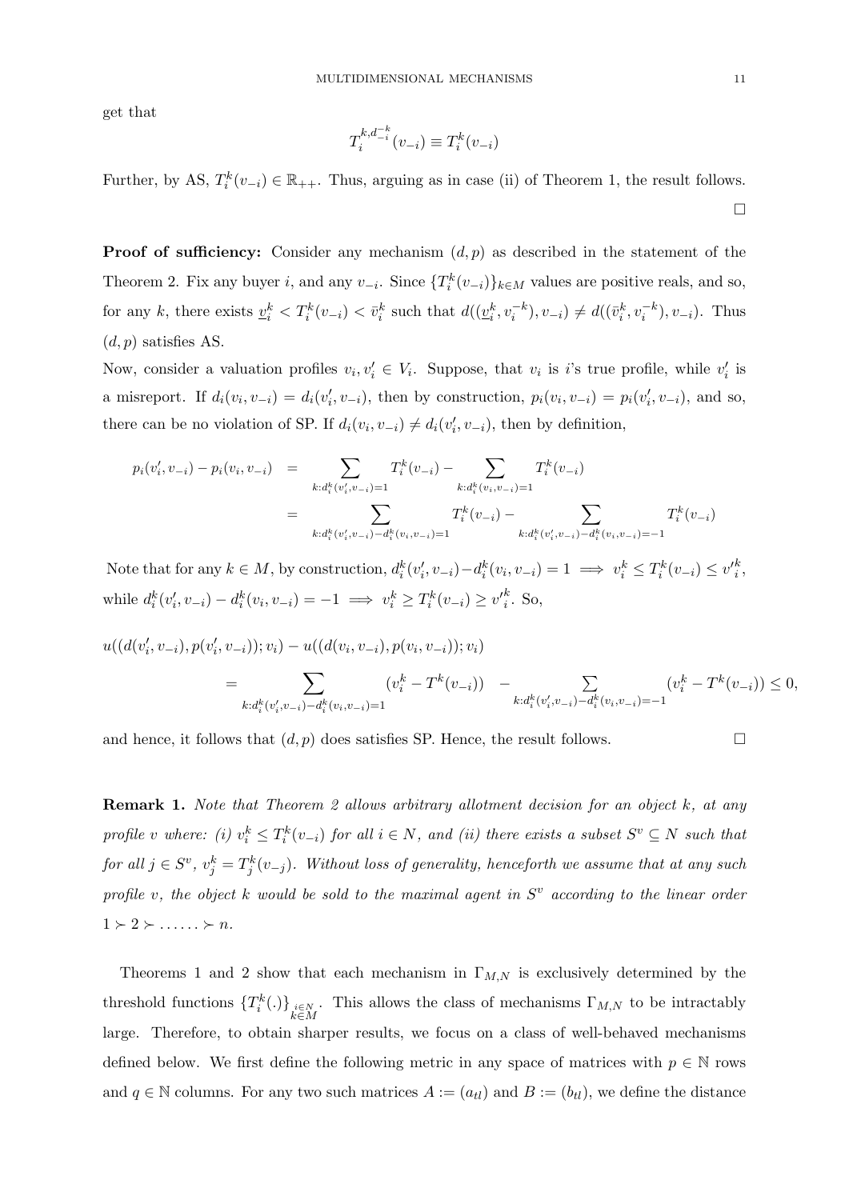get that

$$T_i^{k,d_{-i}^{-k}}(v_{-i}) \equiv T_i^k(v_{-i})$$

Further, by AS, $T_i^k(v_{-i}) \in \mathbb{R}_{++}$. Thus, arguing as in case (ii) of Theorem 1, the result follows. $\square$

**Proof of sufficiency:** Consider any mechanism $(d, p)$ as described in the statement of the Theorem 2. Fix any buyer $i$, and any $v_{-i}$. Since $\{T_i^k(v_{-i})\}_{k \in M}$ values are positive reals, and so, for any $k$, there exists $\underline{v}_i^k < T_i^k(v_{-i}) < \bar{v}_i^k$ such that $d((\underline{v}_i^k, v_i^{-k}), v_{-i}) \neq d((\bar{v}_i^k, v_i^{-k}), v_{-i})$. Thus $(d, p)$ satisfies AS.

Now, consider a valuation profiles $v_i, v_i' \in V_i$. Suppose, that $v_i$ is $i$'s true profile, while $v_i'$ is a misreport. If $d_i(v_i, v_{-i}) = d_i(v_i', v_{-i})$, then by construction, $p_i(v_i, v_{-i}) = p_i(v_i', v_{-i})$, and so, there can be no violation of SP. If $d_i(v_i, v_{-i}) \neq d_i(v_i', v_{-i})$, then by definition,

$$\begin{aligned}
p_i(v_i', v_{-i}) - p_i(v_i, v_{-i}) &= \sum_{k: d_i^k(v_i', v_{-i})=1} T_i^k(v_{-i}) - \sum_{k: d_i^k(v_i, v_{-i})=1} T_i^k(v_{-i}) \\
&= \sum_{k: d_i^k(v_i', v_{-i}) - d_i^k(v_i, v_{-i})=1} T_i^k(v_{-i}) - \sum_{k: d_i^k(v_i', v_{-i}) - d_i^k(v_i, v_{-i})=-1} T_i^k(v_{-i})
\end{aligned}$$

Note that for any $k \in M$, by construction, $d_i^k(v_i', v_{-i}) - d_i^k(v_i, v_{-i}) = 1 \implies v_i^k \leq T_i^k(v_{-i}) \leq {v'}_i^k$, while $d_i^k(v_i', v_{-i}) - d_i^k(v_i, v_{-i}) = -1 \implies v_i^k \geq T_i^k(v_{-i}) \geq {v'}_i^k$. So,

$$\begin{aligned}
&u((d(v_i', v_{-i}), p(v_i', v_{-i})); v_i) - u((d(v_i, v_{-i}), p(v_i, v_{-i})); v_i) \\
&= \sum_{k: d_i^k(v_i', v_{-i}) - d_i^k(v_i, v_{-i})=1} (v_i^k - T^k(v_{-i})) \quad - \sum_{k: d_i^k(v_i', v_{-i}) - d_i^k(v_i, v_{-i})=-1} (v_i^k - T^k(v_{-i})) \leq 0,
\end{aligned}$$

and hence, it follows that $(d, p)$ does satisfies SP. Hence, the result follows. $\square$

**Remark 1.** *Note that Theorem 2 allows arbitrary allotment decision for an object $k$, at any profile $v$ where: (i) $v_i^k \leq T_i^k(v_{-i})$ for all $i \in N$, and (ii) there exists a subset $S^v \subseteq N$ such that for all $j \in S^v$, $v_j^k = T_j^k(v_{-j})$. Without loss of generality, henceforth we assume that at any such profile $v$, the object $k$ would be sold to the maximal agent in $S^v$ according to the linear order $1 \succ 2 \succ \ldots\ldots \succ n$.*

Theorems 1 and 2 show that each mechanism in $\Gamma_{M,N}$ is exclusively determined by the threshold functions $\{T_i^k(.)\}_{\substack{i \in N \\ k \in M}}$. This allows the class of mechanisms $\Gamma_{M,N}$ to be intractably large. Therefore, to obtain sharper results, we focus on a class of well-behaved mechanisms defined below. We first define the following metric in any space of matrices with $p \in \mathbb{N}$ rows and $q \in \mathbb{N}$ columns. For any two such matrices $A := (a_{tl})$ and $B := (b_{tl})$, we define the distance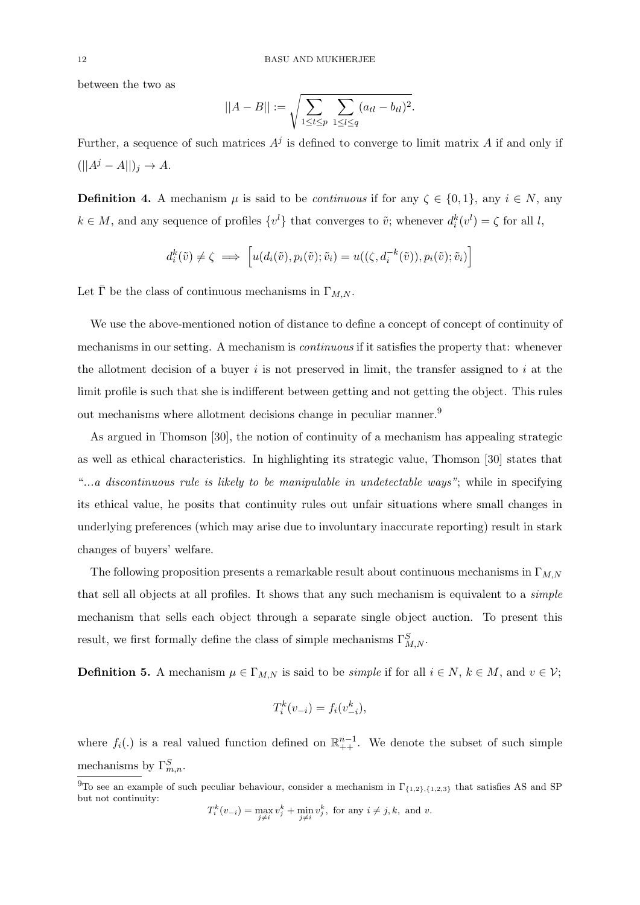between the two as

$$||A - B|| := \sqrt{\sum_{1 \leq t \leq p} \sum_{1 \leq l \leq q} (a_{tl} - b_{tl})^2}.$$

Further, a sequence of such matrices $A^j$ is defined to converge to limit matrix $A$ if and only if $(||A^j - A||)_j \to A$.

**Definition 4.** A mechanism $\mu$ is said to be *continuous* if for any $\zeta \in \{0,1\}$, any $i \in N$, any $k \in M$, and any sequence of profiles $\{v^l\}$ that converges to $\tilde{v}$; whenever $d_i^k(v^l) = \zeta$ for all $l$,

$$d_i^k(\tilde{v}) \neq \zeta \implies \left[ u(d_i(\tilde{v}), p_i(\tilde{v}); \tilde{v}_i) = u((\zeta, d_i^{-k}(\tilde{v})), p_i(\tilde{v}); \tilde{v}_i) \right]$$

Let $\bar{\Gamma}$ be the class of continuous mechanisms in $\Gamma_{M,N}$.

We use the above-mentioned notion of distance to define a concept of concept of continuity of mechanisms in our setting. A mechanism is *continuous* if it satisfies the property that: whenever the allotment decision of a buyer $i$ is not preserved in limit, the transfer assigned to $i$ at the limit profile is such that she is indifferent between getting and not getting the object. This rules out mechanisms where allotment decisions change in peculiar manner.[9]

As argued in Thomson [30], the notion of continuity of a mechanism has appealing strategic as well as ethical characteristics. In highlighting its strategic value, Thomson [30] states that "*...a discontinuous rule is likely to be manipulable in undetectable ways*"; while in specifying its ethical value, he posits that continuity rules out unfair situations where small changes in underlying preferences (which may arise due to involuntary inaccurate reporting) result in stark changes of buyers' welfare.

The following proposition presents a remarkable result about continuous mechanisms in $\Gamma_{M,N}$ that sell all objects at all profiles. It shows that any such mechanism is equivalent to a *simple* mechanism that sells each object through a separate single object auction. To present this result, we first formally define the class of simple mechanisms $\Gamma^S_{M,N}$.

**Definition 5.** A mechanism $\mu \in \Gamma_{M,N}$ is said to be *simple* if for all $i \in N$, $k \in M$, and $v \in \mathcal{V}$;

$$T_i^k(v_{-i}) = f_i(v_{-i}^k),$$

where $f_i(.)$ is a real valued function defined on $\mathbb{R}^{n-1}_{++}$. We denote the subset of such simple mechanisms by $\Gamma^S_{m,n}$.

---

[9]To see an example of such peculiar behaviour, consider a mechanism in $\Gamma_{\{1,2\},\{1,2,3\}}$ that satisfies AS and SP but not continuity:

$$T_i^k(v_{-i}) = \max_{j \neq i} v_j^k + \min_{j \neq i} v_j^k, \text{ for any } i \neq j, k, \text{ and } v.$$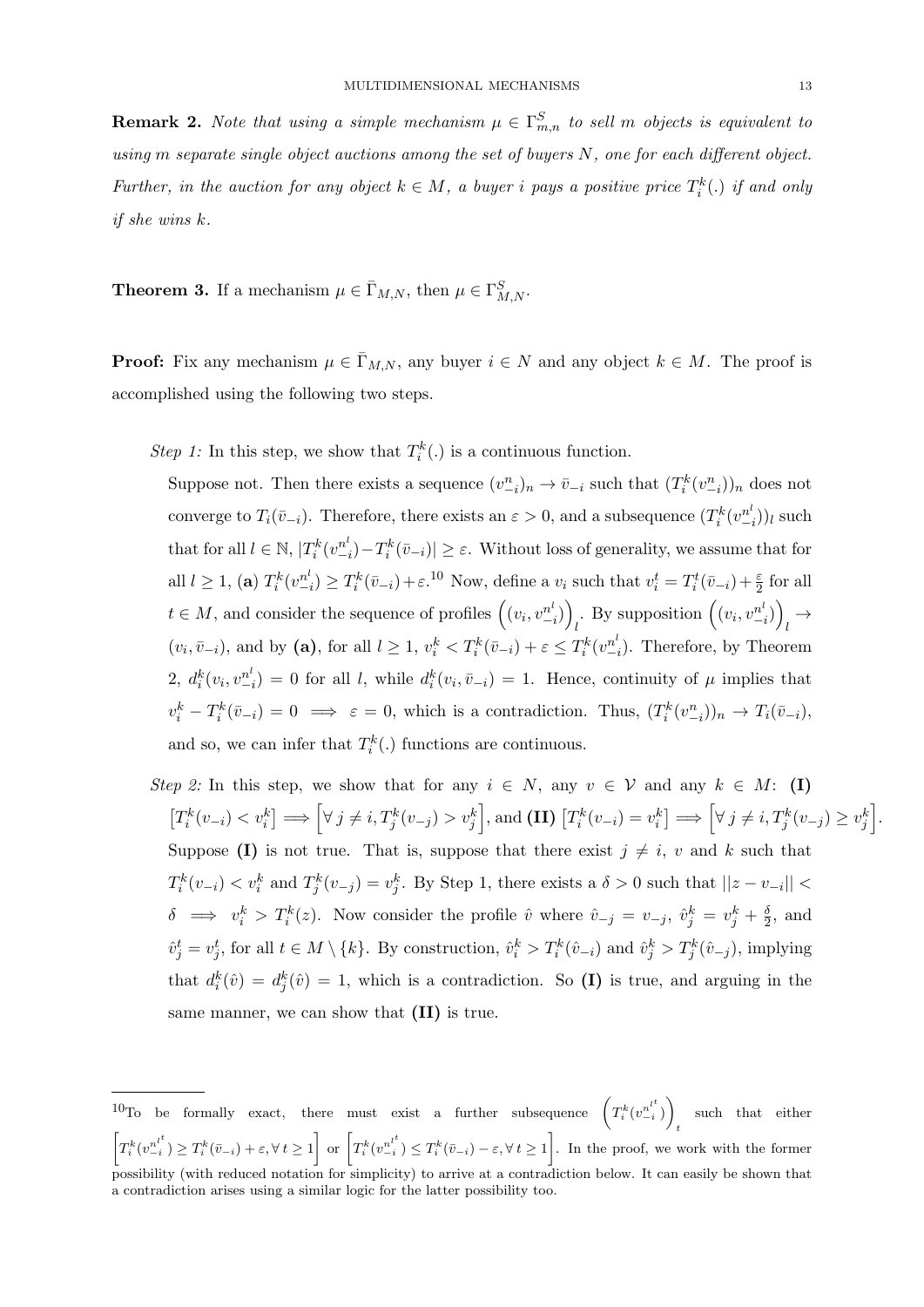**Remark 2.** *Note that using a simple mechanism $\mu \in \Gamma^S_{m,n}$ to sell $m$ objects is equivalent to using $m$ separate single object auctions among the set of buyers $N$, one for each different object. Further, in the auction for any object $k \in M$, a buyer $i$ pays a positive price $T^k_i(.)$ if and only if she wins $k$.*

**Theorem 3.** If a mechanism $\mu \in \bar{\Gamma}_{M,N}$, then $\mu \in \Gamma^S_{M,N}$.

**Proof:** Fix any mechanism $\mu \in \bar{\Gamma}_{M,N}$, any buyer $i \in N$ and any object $k \in M$. The proof is accomplished using the following two steps.

*Step 1:* In this step, we show that $T^k_i(.)$ is a continuous function.

Suppose not. Then there exists a sequence $(v^n_{-i})_n \to \bar{v}_{-i}$ such that $(T^k_i(v^n_{-i}))_n$ does not converge to $T_i(\bar{v}_{-i})$. Therefore, there exists an $\varepsilon > 0$, and a subsequence $(T^k_i(v^{n^l}_{-i}))_l$ such that for all $l \in \mathbb{N}$, $|T^k_i(v^{n^l}_{-i}) - T^k_i(\bar{v}_{-i})| \geq \varepsilon$. Without loss of generality, we assume that for all $l \geq 1$, **(a)** $T^k_i(v^{n^l}_{-i}) \geq T^k_i(\bar{v}_{-i}) + \varepsilon$.[10] Now, define a $v_i$ such that $v^t_i = T^t_i(\bar{v}_{-i}) + \frac{\varepsilon}{2}$ for all $t \in M$, and consider the sequence of profiles $\left((v_i, v^{n^l}_{-i})\right)_l$. By supposition $\left((v_i, v^{n^l}_{-i})\right)_l \to (v_i, \bar{v}_{-i})$, and by **(a)**, for all $l \geq 1$, $v^k_i < T^k_i(\bar{v}_{-i}) + \varepsilon \leq T^k_i(v^{n^l}_{-i})$. Therefore, by Theorem 2, $d^k_i(v_i, v^{n^l}_{-i}) = 0$ for all $l$, while $d^k_i(v_i, \bar{v}_{-i}) = 1$. Hence, continuity of $\mu$ implies that $v^k_i - T^k_i(\bar{v}_{-i}) = 0 \implies \varepsilon = 0$, which is a contradiction. Thus, $(T^k_i(v^n_{-i}))_n \to T_i(\bar{v}_{-i})$, and so, we can infer that $T^k_i(.)$ functions are continuous.

*Step 2:* In this step, we show that for any $i \in N$, any $v \in \mathcal{V}$ and any $k \in M$: **(I)** $\left[T^k_i(v_{-i}) < v^k_i\right] \Longrightarrow \left[\forall\, j \neq i, T^k_j(v_{-j}) > v^k_j\right]$, and **(II)** $\left[T^k_i(v_{-i}) = v^k_i\right] \Longrightarrow \left[\forall\, j \neq i, T^k_j(v_{-j}) \geq v^k_j\right]$. Suppose **(I)** is not true. That is, suppose that there exist $j \neq i$, $v$ and $k$ such that $T^k_i(v_{-i}) < v^k_i$ and $T^k_j(v_{-j}) = v^k_j$. By Step 1, there exists a $\delta > 0$ such that $||z - v_{-i}|| < \delta \implies v^k_i > T^k_i(z)$. Now consider the profile $\hat{v}$ where $\hat{v}_{-j} = v_{-j}$, $\hat{v}^k_j = v^k_j + \frac{\delta}{2}$, and $\hat{v}^t_j = v^t_j$, for all $t \in M \setminus \{k\}$. By construction, $\hat{v}^k_i > T^k_i(\hat{v}_{-i})$ and $\hat{v}^k_j > T^k_j(\hat{v}_{-j})$, implying that $d^k_i(\hat{v}) = d^k_j(\hat{v}) = 1$, which is a contradiction. So **(I)** is true, and arguing in the same manner, we can show that **(II)** is true.

---

[10] To be formally exact, there must exist a further subsequence $\left(T^k_i(v^{n^{l^t}}_{-i})\right)_t$ such that either $\left[T^k_i(v^{n^{l^t}}_{-i}) \geq T^k_i(\bar{v}_{-i}) + \varepsilon, \forall\, t \geq 1\right]$ or $\left[T^k_i(v^{n^{l^t}}_{-i}) \leq T^k_i(\bar{v}_{-i}) - \varepsilon, \forall\, t \geq 1\right]$. In the proof, we work with the former possibility (with reduced notation for simplicity) to arrive at a contradiction below. It can easily be shown that a contradiction arises using a similar logic for the latter possibility too.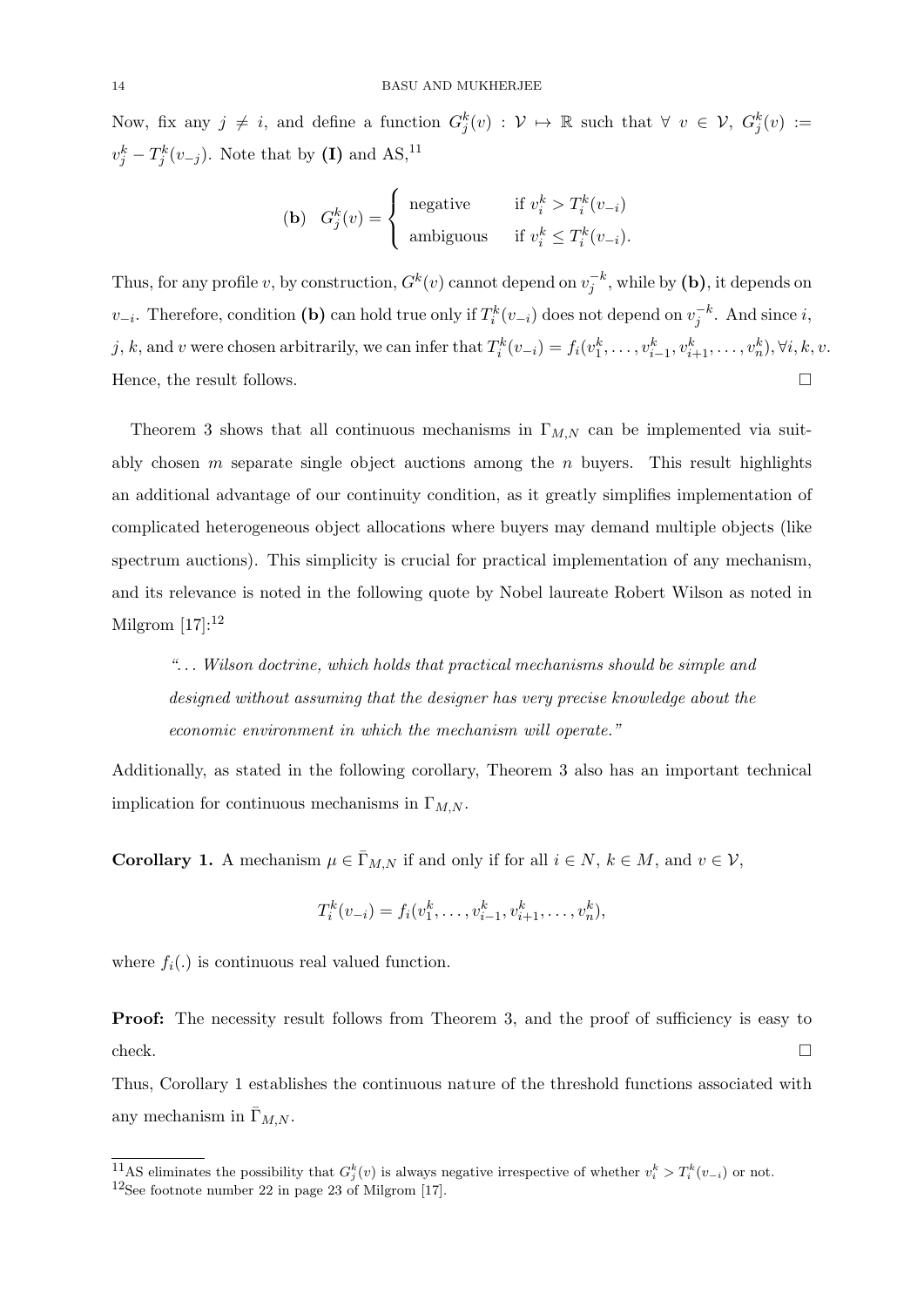Now, fix any $j \neq i$, and define a function $G_j^k(v) : \mathcal{V} \mapsto \mathbb{R}$ such that $\forall\ v \in \mathcal{V}$, $G_j^k(v) := v_j^k - T_j^k(v_{-j})$. Note that by **(I)** and AS,[11]

$$
\textbf{(b)} \quad G_j^k(v) = \begin{cases} \text{negative} & \text{if } v_i^k > T_i^k(v_{-i}) \\ \text{ambiguous} & \text{if } v_i^k \leq T_i^k(v_{-i}). \end{cases}
$$

Thus, for any profile $v$, by construction, $G^k(v)$ cannot depend on $v_j^{-k}$, while by **(b)**, it depends on $v_{-i}$. Therefore, condition **(b)** can hold true only if $T_i^k(v_{-i})$ does not depend on $v_j^{-k}$. And since $i$, $j$, $k$, and $v$ were chosen arbitrarily, we can infer that $T_i^k(v_{-i}) = f_i(v_1^k, \ldots, v_{i-1}^k, v_{i+1}^k, \ldots, v_n^k), \forall i, k, v$. Hence, the result follows. □

Theorem 3 shows that all continuous mechanisms in $\Gamma_{M,N}$ can be implemented via suitably chosen $m$ separate single object auctions among the $n$ buyers. This result highlights an additional advantage of our continuity condition, as it greatly simplifies implementation of complicated heterogeneous object allocations where buyers may demand multiple objects (like spectrum auctions). This simplicity is crucial for practical implementation of any mechanism, and its relevance is noted in the following quote by Nobel laureate Robert Wilson as noted in Milgrom [17]:[12]

> *"... Wilson doctrine, which holds that practical mechanisms should be simple and designed without assuming that the designer has very precise knowledge about the economic environment in which the mechanism will operate."*

Additionally, as stated in the following corollary, Theorem 3 also has an important technical implication for continuous mechanisms in $\Gamma_{M,N}$.

**Corollary 1.** A mechanism $\mu \in \bar{\Gamma}_{M,N}$ if and only if for all $i \in N$, $k \in M$, and $v \in \mathcal{V}$,

$$
T_i^k(v_{-i}) = f_i(v_1^k, \ldots, v_{i-1}^k, v_{i+1}^k, \ldots, v_n^k),
$$

where $f_i(.)$ is continuous real valued function.

**Proof:** The necessity result follows from Theorem 3, and the proof of sufficiency is easy to check. □

Thus, Corollary 1 establishes the continuous nature of the threshold functions associated with any mechanism in $\bar{\Gamma}_{M,N}$.

---

[11] AS eliminates the possibility that $G_j^k(v)$ is always negative irrespective of whether $v_i^k > T_i^k(v_{-i})$ or not.

[12] See footnote number 22 in page 23 of Milgrom [17].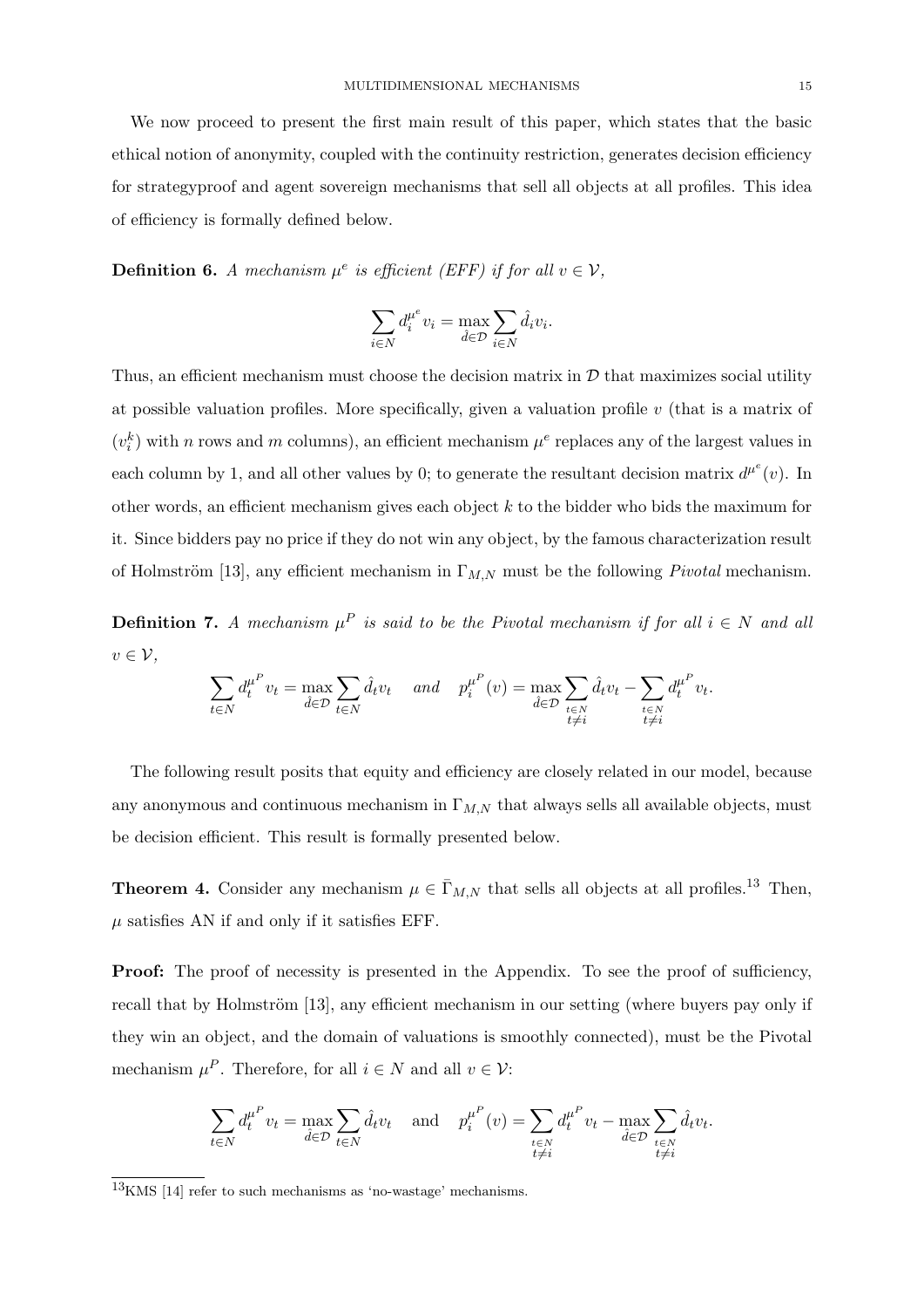We now proceed to present the first main result of this paper, which states that the basic ethical notion of anonymity, coupled with the continuity restriction, generates decision efficiency for strategyproof and agent sovereign mechanisms that sell all objects at all profiles. This idea of efficiency is formally defined below.

**Definition 6.** *A mechanism $\mu^e$ is efficient (EFF) if for all $v \in \mathcal{V}$,*

$$\sum_{i \in N} d_i^{\mu^e} v_i = \max_{\hat{d} \in \mathcal{D}} \sum_{i \in N} \hat{d}_i v_i.$$

Thus, an efficient mechanism must choose the decision matrix in $\mathcal{D}$ that maximizes social utility at possible valuation profiles. More specifically, given a valuation profile $v$ (that is a matrix of $(v_i^k)$ with $n$ rows and $m$ columns), an efficient mechanism $\mu^e$ replaces any of the largest values in each column by 1, and all other values by 0; to generate the resultant decision matrix $d^{\mu^e}(v)$. In other words, an efficient mechanism gives each object $k$ to the bidder who bids the maximum for it. Since bidders pay no price if they do not win any object, by the famous characterization result of Holmström [13], any efficient mechanism in $\Gamma_{M,N}$ must be the following *Pivotal* mechanism.

**Definition 7.** *A mechanism $\mu^P$ is said to be the Pivotal mechanism if for all $i \in N$ and all $v \in \mathcal{V}$,*

$$\sum_{t \in N} d_t^{\mu^P} v_t = \max_{\hat{d} \in \mathcal{D}} \sum_{t \in N} \hat{d}_t v_t \quad \text{and} \quad p_i^{\mu^P}(v) = \max_{\hat{d} \in \mathcal{D}} \sum_{\substack{t \in N \\ t \neq i}} \hat{d}_t v_t - \sum_{\substack{t \in N \\ t \neq i}} d_t^{\mu^P} v_t.$$

The following result posits that equity and efficiency are closely related in our model, because any anonymous and continuous mechanism in $\Gamma_{M,N}$ that always sells all available objects, must be decision efficient. This result is formally presented below.

**Theorem 4.** Consider any mechanism $\mu \in \bar{\Gamma}_{M,N}$ that sells all objects at all profiles.[13] Then, $\mu$ satisfies AN if and only if it satisfies EFF.

**Proof:** The proof of necessity is presented in the Appendix. To see the proof of sufficiency, recall that by Holmström [13], any efficient mechanism in our setting (where buyers pay only if they win an object, and the domain of valuations is smoothly connected), must be the Pivotal mechanism $\mu^P$. Therefore, for all $i \in N$ and all $v \in \mathcal{V}$:

$$\sum_{t \in N} d_t^{\mu^P} v_t = \max_{\hat{d} \in \mathcal{D}} \sum_{t \in N} \hat{d}_t v_t \quad \text{and} \quad p_i^{\mu^P}(v) = \sum_{\substack{t \in N \\ t \neq i}} d_t^{\mu^P} v_t - \max_{\hat{d} \in \mathcal{D}} \sum_{\substack{t \in N \\ t \neq i}} \hat{d}_t v_t.$$

[13] KMS [14] refer to such mechanisms as 'no-wastage' mechanisms.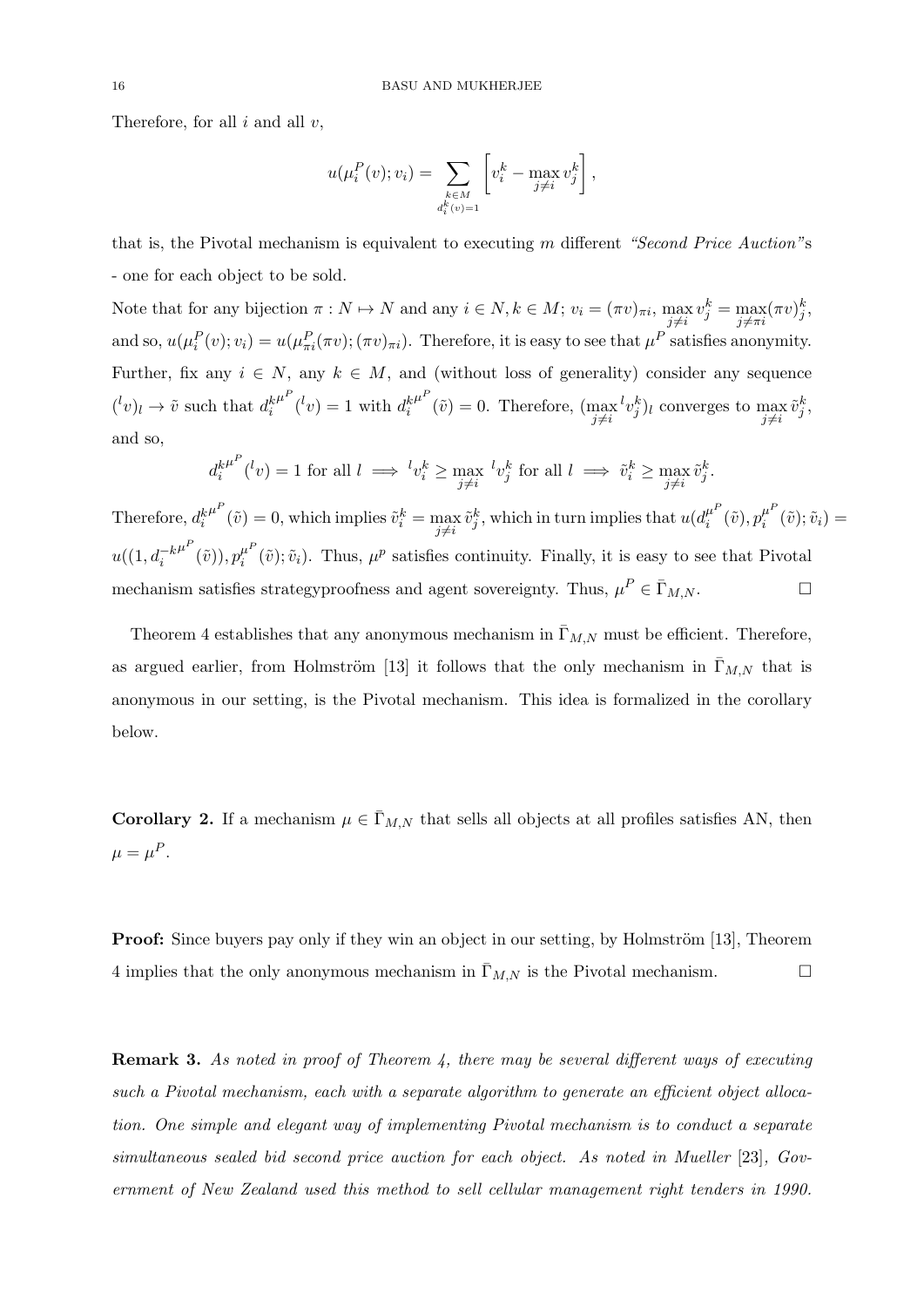Therefore, for all $i$ and all $v$,

$$u(\mu_i^P(v); v_i) = \sum_{\substack{k \in M \\ d_i^k(v)=1}} \left[ v_i^k - \max_{j \neq i} v_j^k \right],$$

that is, the Pivotal mechanism is equivalent to executing $m$ different *"Second Price Auction"*s - one for each object to be sold.

Note that for any bijection $\pi : N \mapsto N$ and any $i \in N, k \in M$; $v_i = (\pi v)_{\pi i}$, $\max_{j \neq i} v_j^k = \max_{j \neq \pi i} (\pi v)_j^k$, and so, $u(\mu_i^P(v); v_i) = u(\mu_{\pi i}^P(\pi v); (\pi v)_{\pi i})$. Therefore, it is easy to see that $\mu^P$ satisfies anonymity. Further, fix any $i \in N$, any $k \in M$, and (without loss of generality) consider any sequence $({}^l v)_l \to \tilde{v}$ such that $d_i^{k\mu^P}({}^l v) = 1$ with $d_i^{k\mu^P}(\tilde{v}) = 0$. Therefore, $(\max_{j \neq i} {}^l v_j^k)_l$ converges to $\max_{j \neq i} \tilde{v}_j^k$, and so,

$$d_i^{k\mu^P}({}^l v) = 1 \text{ for all } l \implies {}^l v_i^k \geq \max_{j \neq i} {}^l v_j^k \text{ for all } l \implies \tilde{v}_i^k \geq \max_{j \neq i} \tilde{v}_j^k.$$

Therefore, $d_i^{k\mu^P}(\tilde{v}) = 0$, which implies $\tilde{v}_i^k = \max_{j \neq i} \tilde{v}_j^k$, which in turn implies that $u(d_i^{\mu^P}(\tilde{v}), p_i^{\mu^P}(\tilde{v}); \tilde{v}_i) = u((1, d_i^{-k\mu^P}(\tilde{v})), p_i^{\mu^P}(\tilde{v}); \tilde{v}_i)$. Thus, $\mu^p$ satisfies continuity. Finally, it is easy to see that Pivotal mechanism satisfies strategyproofness and agent sovereignty. Thus, $\mu^P \in \bar{\Gamma}_{M,N}$. □

Theorem 4 establishes that any anonymous mechanism in $\bar{\Gamma}_{M,N}$ must be efficient. Therefore, as argued earlier, from Holmström [13] it follows that the only mechanism in $\bar{\Gamma}_{M,N}$ that is anonymous in our setting, is the Pivotal mechanism. This idea is formalized in the corollary below.

**Corollary 2.** If a mechanism $\mu \in \bar{\Gamma}_{M,N}$ that sells all objects at all profiles satisfies AN, then $\mu = \mu^P$.

**Proof:** Since buyers pay only if they win an object in our setting, by Holmström [13], Theorem 4 implies that the only anonymous mechanism in $\bar{\Gamma}_{M,N}$ is the Pivotal mechanism. □

**Remark 3.** *As noted in proof of Theorem 4, there may be several different ways of executing such a Pivotal mechanism, each with a separate algorithm to generate an efficient object allocation. One simple and elegant way of implementing Pivotal mechanism is to conduct a separate simultaneous sealed bid second price auction for each object. As noted in Mueller* [23]*, Government of New Zealand used this method to sell cellular management right tenders in 1990.*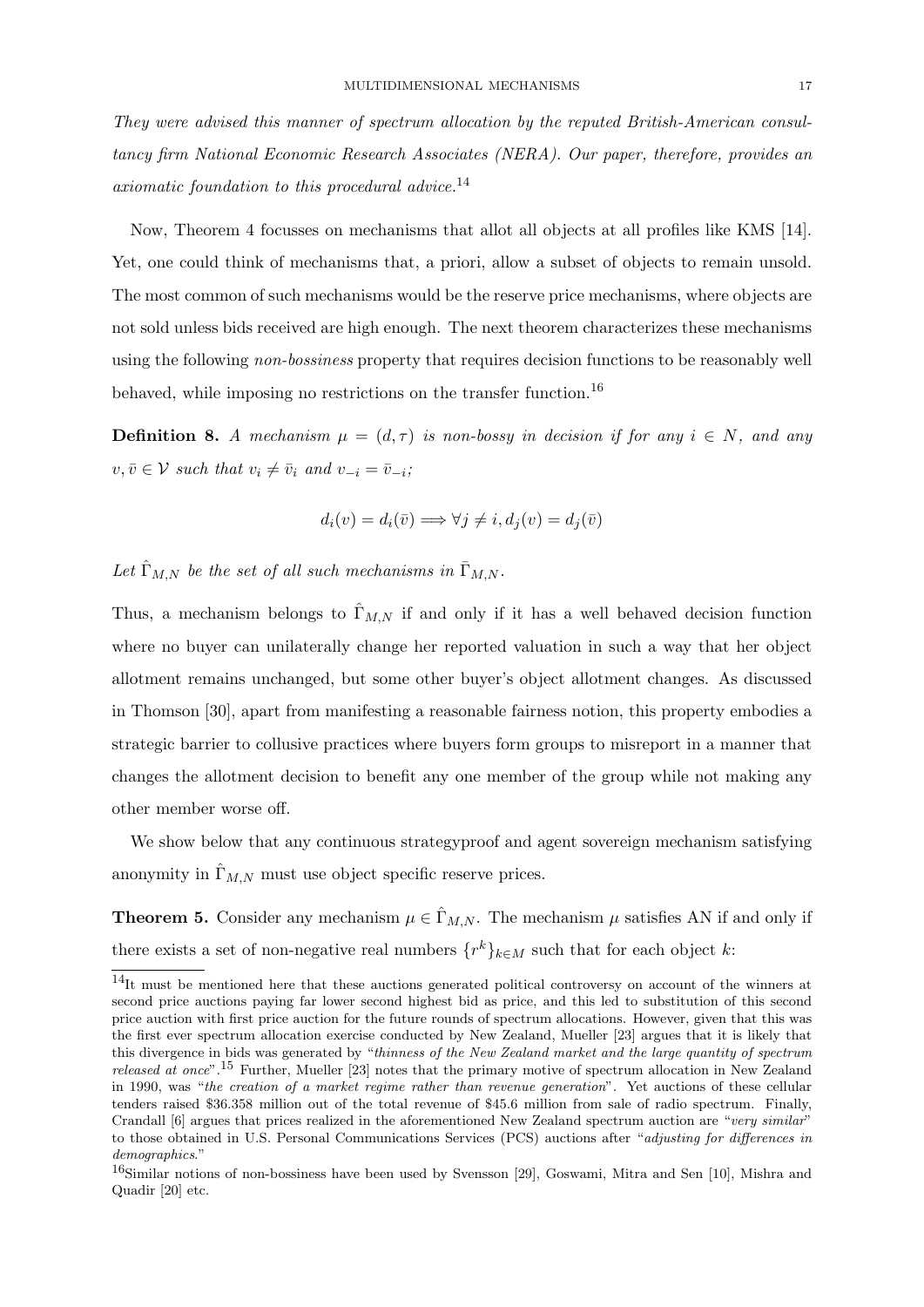*They were advised this manner of spectrum allocation by the reputed British-American consultancy firm National Economic Research Associates (NERA). Our paper, therefore, provides an axiomatic foundation to this procedural advice.*[14]

Now, Theorem 4 focusses on mechanisms that allot all objects at all profiles like KMS [14]. Yet, one could think of mechanisms that, a priori, allow a subset of objects to remain unsold. The most common of such mechanisms would be the reserve price mechanisms, where objects are not sold unless bids received are high enough. The next theorem characterizes these mechanisms using the following *non-bossiness* property that requires decision functions to be reasonably well behaved, while imposing no restrictions on the transfer function.[16]

**Definition 8.** *A mechanism $\mu = (d, \tau)$ is non-bossy in decision if for any $i \in N$, and any $v, \bar{v} \in \mathcal{V}$ such that $v_i \neq \bar{v}_i$ and $v_{-i} = \bar{v}_{-i}$;*

$$d_i(v) = d_i(\bar{v}) \Longrightarrow \forall j \neq i, d_j(v) = d_j(\bar{v})$$

*Let $\hat{\Gamma}_{M,N}$ be the set of all such mechanisms in $\bar{\Gamma}_{M,N}$.*

Thus, a mechanism belongs to $\hat{\Gamma}_{M,N}$ if and only if it has a well behaved decision function where no buyer can unilaterally change her reported valuation in such a way that her object allotment remains unchanged, but some other buyer's object allotment changes. As discussed in Thomson [30], apart from manifesting a reasonable fairness notion, this property embodies a strategic barrier to collusive practices where buyers form groups to misreport in a manner that changes the allotment decision to benefit any one member of the group while not making any other member worse off.

We show below that any continuous strategyproof and agent sovereign mechanism satisfying anonymity in $\hat{\Gamma}_{M,N}$ must use object specific reserve prices.

**Theorem 5.** Consider any mechanism $\mu \in \hat{\Gamma}_{M,N}$. The mechanism $\mu$ satisfies AN if and only if there exists a set of non-negative real numbers $\{r^k\}_{k \in M}$ such that for each object $k$:

---

[14] It must be mentioned here that these auctions generated political controversy on account of the winners at second price auctions paying far lower second highest bid as price, and this led to substitution of this second price auction with first price auction for the future rounds of spectrum allocations. However, given that this was the first ever spectrum allocation exercise conducted by New Zealand, Mueller [23] argues that it is likely that this divergence in bids was generated by "*thinness of the New Zealand market and the large quantity of spectrum released at once*".[15] Further, Mueller [23] notes that the primary motive of spectrum allocation in New Zealand in 1990, was "*the creation of a market regime rather than revenue generation*". Yet auctions of these cellular tenders raised \$36.358 million out of the total revenue of \$45.6 million from sale of radio spectrum. Finally, Crandall [6] argues that prices realized in the aforementioned New Zealand spectrum auction are "*very similar*" to those obtained in U.S. Personal Communications Services (PCS) auctions after "*adjusting for differences in demographics.*"

[16] Similar notions of non-bossiness have been used by Svensson [29], Goswami, Mitra and Sen [10], Mishra and Quadir [20] etc.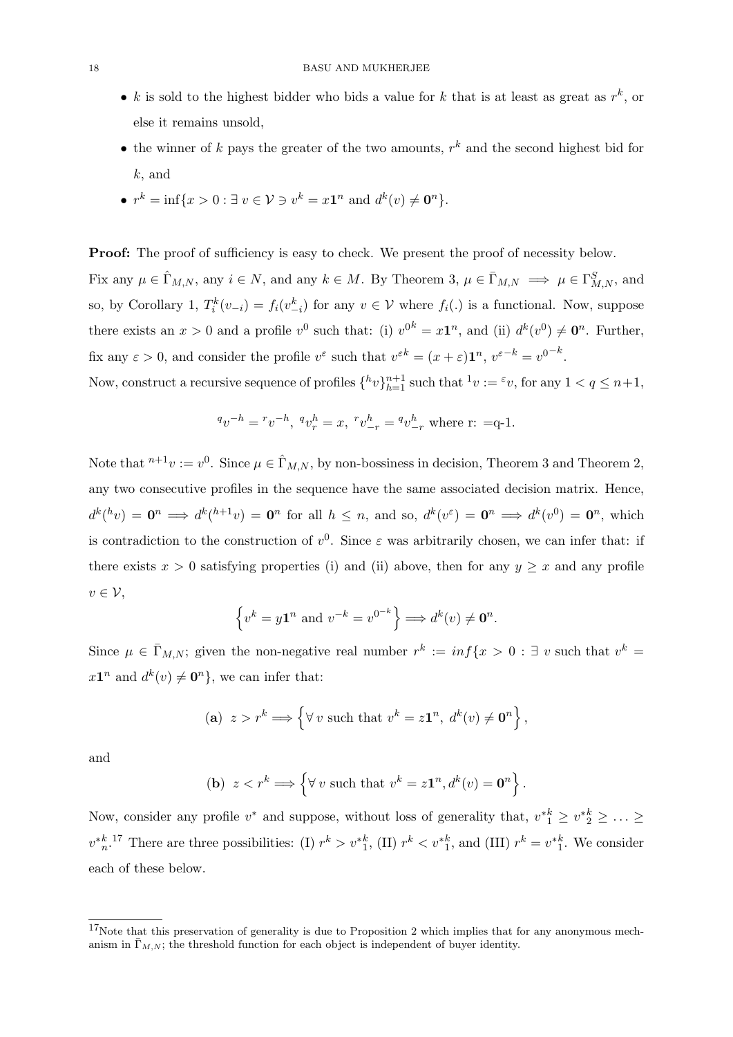- $k$ is sold to the highest bidder who bids a value for $k$ that is at least as great as $r^k$, or else it remains unsold,
- the winner of $k$ pays the greater of the two amounts, $r^k$ and the second highest bid for $k$, and
- $r^k = \inf\{x > 0 : \exists\, v \in \mathcal{V} \ni v^k = x\mathbf{1}^n \text{ and } d^k(v) \neq \mathbf{0}^n\}$.

**Proof:** The proof of sufficiency is easy to check. We present the proof of necessity below.

Fix any $\mu \in \hat{\Gamma}_{M,N}$, any $i \in N$, and any $k \in M$. By Theorem 3, $\mu \in \bar{\Gamma}_{M,N} \implies \mu \in \Gamma^S_{M,N}$, and so, by Corollary 1, $T^k_i(v_{-i}) = f_i(v^k_{-i})$ for any $v \in \mathcal{V}$ where $f_i(.)$ is a functional. Now, suppose there exists an $x > 0$ and a profile $v^0$ such that: (i) $v^{0k} = x\mathbf{1}^n$, and (ii) $d^k(v^0) \neq \mathbf{0}^n$. Further, fix any $\varepsilon > 0$, and consider the profile $v^\varepsilon$ such that $v^{\varepsilon k} = (x+\varepsilon)\mathbf{1}^n$, $v^{\varepsilon -k} = v^{0-k}$.

Now, construct a recursive sequence of profiles $\{^h v\}_{h=1}^{n+1}$ such that $^1 v := {^\varepsilon v}$, for any $1 < q \leq n+1$,

$$^q v^{-h} = {^r v^{-h}},\ {^q v^h_r} = x,\ {^r v^h_{-r}} = {^q v^h_{-r}} \text{ where r: =q-1.}$$

Note that $^{n+1}v := v^0$. Since $\mu \in \hat{\Gamma}_{M,N}$, by non-bossiness in decision, Theorem 3 and Theorem 2, any two consecutive profiles in the sequence have the same associated decision matrix. Hence, $d^k(^h v) = \mathbf{0}^n \implies d^k(^{h+1}v) = \mathbf{0}^n$ for all $h \leq n$, and so, $d^k(v^\varepsilon) = \mathbf{0}^n \implies d^k(v^0) = \mathbf{0}^n$, which is contradiction to the construction of $v^0$. Since $\varepsilon$ was arbitrarily chosen, we can infer that: if there exists $x > 0$ satisfying properties (i) and (ii) above, then for any $y \geq x$ and any profile $v \in \mathcal{V}$,

$$\left\{v^k = y\mathbf{1}^n \text{ and } v^{-k} = v^{0^{-k}}\right\} \implies d^k(v) \neq \mathbf{0}^n.$$

Since $\mu \in \bar{\Gamma}_{M,N}$; given the non-negative real number $r^k := inf\{x > 0 : \exists\, v \text{ such that } v^k = x\mathbf{1}^n \text{ and } d^k(v) \neq \mathbf{0}^n\}$, we can infer that:

$$(\mathbf{a})\ \ z > r^k \implies \left\{\forall\, v \text{ such that } v^k = z\mathbf{1}^n,\ d^k(v) \neq \mathbf{0}^n\right\},$$

and

$$(\mathbf{b})\ \ z < r^k \implies \left\{\forall\, v \text{ such that } v^k = z\mathbf{1}^n, d^k(v) = \mathbf{0}^n\right\}.$$

Now, consider any profile $v^*$ and suppose, without loss of generality that, $v^{*k}_1 \geq v^{*k}_2 \geq \ldots \geq v^{*k}_n$.[17] There are three possibilities: (I) $r^k > v^{*k}_1$, (II) $r^k < v^{*k}_1$, and (III) $r^k = v^{*k}_1$. We consider each of these below.

[17]Note that this preservation of generality is due to Proposition 2 which implies that for any anonymous mechanism in $\bar{\Gamma}_{M,N}$; the threshold function for each object is independent of buyer identity.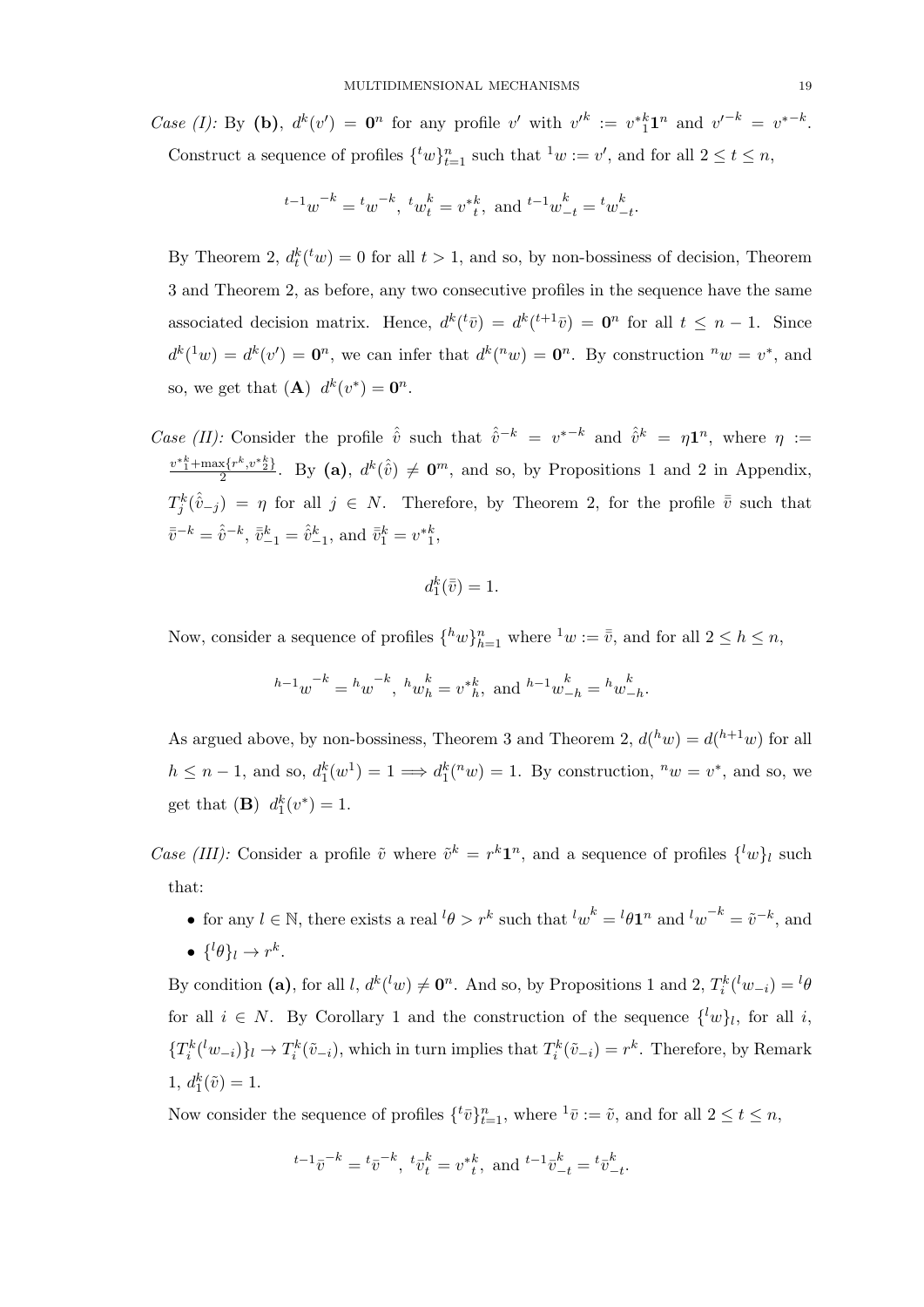*Case (I):* By **(b)**, $d^k(v') = \mathbf{0}^n$ for any profile $v'$ with $v'^k := v^{*k}_1\mathbf{1}^n$ and $v'^{-k} = v^{*-k}$. Construct a sequence of profiles $\{^t w\}_{t=1}^n$ such that $^1w := v'$, and for all $2 \leq t \leq n$,

$$^{t-1}w^{-k} = {^t w}^{-k},\ {^t w}^k_t = v^{*k}_t,\ \text{and}\ {^{t-1}w}^k_{-t} = {^t w}^k_{-t}.$$

By Theorem 2, $d^k_t(^t w) = 0$ for all $t > 1$, and so, by non-bossiness of decision, Theorem 3 and Theorem 2, as before, any two consecutive profiles in the sequence have the same associated decision matrix. Hence, $d^k(^t\bar{v}) = d^k(^{t+1}\bar{v}) = \mathbf{0}^n$ for all $t \leq n-1$. Since $d^k(^1w) = d^k(v') = \mathbf{0}^n$, we can infer that $d^k(^n w) = \mathbf{0}^n$. By construction $^n w = v^*$, and so, we get that **(A)** $d^k(v^*) = \mathbf{0}^n$.

*Case (II):* Consider the profile $\hat{v}$ such that $\hat{v}^{-k} = v^{*-k}$ and $\hat{v}^k = \eta\mathbf{1}^n$, where $\eta := \frac{v^{*k}_1 + \max\{r^k, v^{*k}_2\}}{2}$. By **(a)**, $d^k(\hat{v}) \neq \mathbf{0}^m$, and so, by Propositions 1 and 2 in Appendix, $T^k_j(\hat{v}_{-j}) = \eta$ for all $j \in N$. Therefore, by Theorem 2, for the profile $\bar{\bar{v}}$ such that $\bar{\bar{v}}^{-k} = \hat{v}^{-k}$, $\bar{\bar{v}}^k_{-1} = \hat{v}^k_{-1}$, and $\bar{\bar{v}}^k_1 = v^{*k}_1$,

$$d^k_1(\bar{\bar{v}}) = 1.$$

Now, consider a sequence of profiles $\{^h w\}_{h=1}^n$ where $^1w := \bar{\bar{v}}$, and for all $2 \leq h \leq n$,

$$^{h-1}w^{-k} = {^h w}^{-k},\ {^h w}^k_h = v^{*k}_h,\ \text{and}\ {^{h-1}w}^k_{-h} = {^h w}^k_{-h}.$$

As argued above, by non-bossiness, Theorem 3 and Theorem 2, $d(^h w) = d(^{h+1}w)$ for all $h \leq n-1$, and so, $d^k_1(w^1) = 1 \Longrightarrow d^k_1(^n w) = 1$. By construction, $^n w = v^*$, and so, we get that **(B)** $d^k_1(v^*) = 1$.

*Case (III):* Consider a profile $\tilde{v}$ where $\tilde{v}^k = r^k\mathbf{1}^n$, and a sequence of profiles $\{^l w\}_l$ such that:

- for any $l \in \mathbb{N}$, there exists a real $^l\theta > r^k$ such that $^l w^k = {^l\theta}\mathbf{1}^n$ and $^l w^{-k} = \tilde{v}^{-k}$, and
- $\{^l\theta\}_l \to r^k$.

By condition **(a)**, for all $l$, $d^k(^l w) \neq \mathbf{0}^n$. And so, by Propositions 1 and 2, $T^k_i(^l w_{-i}) = {^l\theta}$ for all $i \in N$. By Corollary 1 and the construction of the sequence $\{^l w\}_l$, for all $i$, $\{T^k_i(^l w_{-i})\}_l \to T^k_i(\tilde{v}_{-i})$, which in turn implies that $T^k_i(\tilde{v}_{-i}) = r^k$. Therefore, by Remark 1, $d^k_1(\tilde{v}) = 1$.

Now consider the sequence of profiles $\{^t\bar{v}\}_{t=1}^n$, where $^1\bar{v} := \tilde{v}$, and for all $2 \leq t \leq n$,

$$^{t-1}\bar{v}^{-k} = {^t\bar{v}}^{-k},\ {^t\bar{v}}^k_t = v^{*k}_t,\ \text{and}\ {^{t-1}\bar{v}}^k_{-t} = {^t\bar{v}}^k_{-t}.$$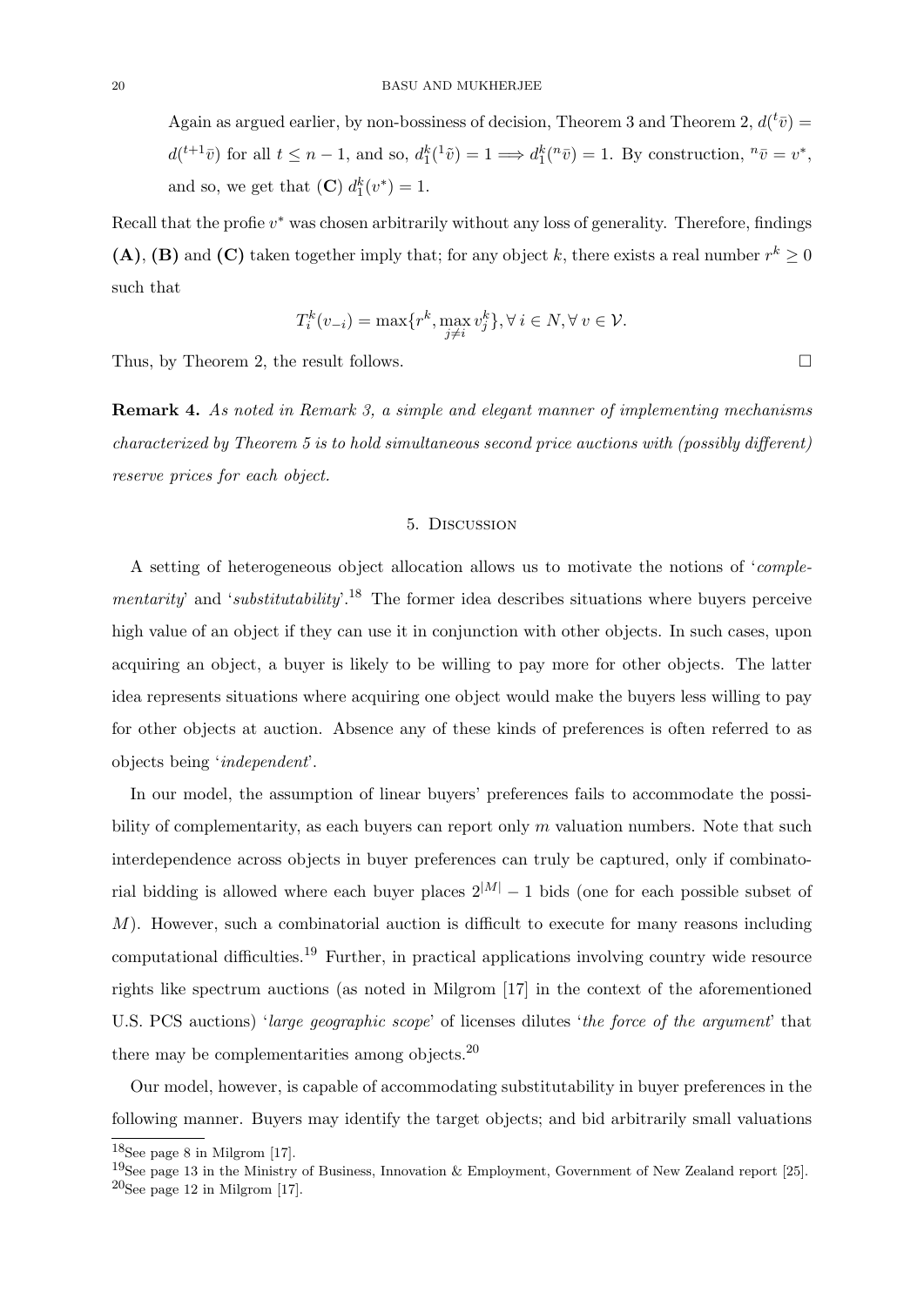Again as argued earlier, by non-bossiness of decision, Theorem 3 and Theorem 2, $d({}^t\bar{v}) = d({}^{t+1}\bar{v})$ for all $t \leq n-1$, and so, $d_1^k({}^1\tilde{v}) = 1 \Longrightarrow d_1^k({}^n\bar{v}) = 1$. By construction, ${}^n\bar{v} = v^*$, and so, we get that **(C)** $d_1^k(v^*) = 1$.

Recall that the profie $v^*$ was chosen arbitrarily without any loss of generality. Therefore, findings **(A)**, **(B)** and **(C)** taken together imply that; for any object $k$, there exists a real number $r^k \geq 0$ such that

$$T_i^k(v_{-i}) = \max\{r^k, \max_{j \neq i} v_j^k\}, \forall\, i \in N, \forall\, v \in \mathcal{V}.$$

Thus, by Theorem 2, the result follows. □

**Remark 4.** *As noted in Remark 3, a simple and elegant manner of implementing mechanisms characterized by Theorem 5 is to hold simultaneous second price auctions with (possibly different) reserve prices for each object.*

## 5. Discussion

A setting of heterogeneous object allocation allows us to motivate the notions of '*complementarity*' and '*substitutability*'.[18] The former idea describes situations where buyers perceive high value of an object if they can use it in conjunction with other objects. In such cases, upon acquiring an object, a buyer is likely to be willing to pay more for other objects. The latter idea represents situations where acquiring one object would make the buyers less willing to pay for other objects at auction. Absence any of these kinds of preferences is often referred to as objects being '*independent*'.

In our model, the assumption of linear buyers' preferences fails to accommodate the possibility of complementarity, as each buyers can report only $m$ valuation numbers. Note that such interdependence across objects in buyer preferences can truly be captured, only if combinatorial bidding is allowed where each buyer places $2^{|M|} - 1$ bids (one for each possible subset of $M$). However, such a combinatorial auction is difficult to execute for many reasons including computational difficulties.[19] Further, in practical applications involving country wide resource rights like spectrum auctions (as noted in Milgrom [17] in the context of the aforementioned U.S. PCS auctions) '*large geographic scope*' of licenses dilutes '*the force of the argument*' that there may be complementarities among objects.[20]

Our model, however, is capable of accommodating substitutability in buyer preferences in the following manner. Buyers may identify the target objects; and bid arbitrarily small valuations

[18] See page 8 in Milgrom [17].

[19] See page 13 in the Ministry of Business, Innovation & Employment, Government of New Zealand report [25].

[20] See page 12 in Milgrom [17].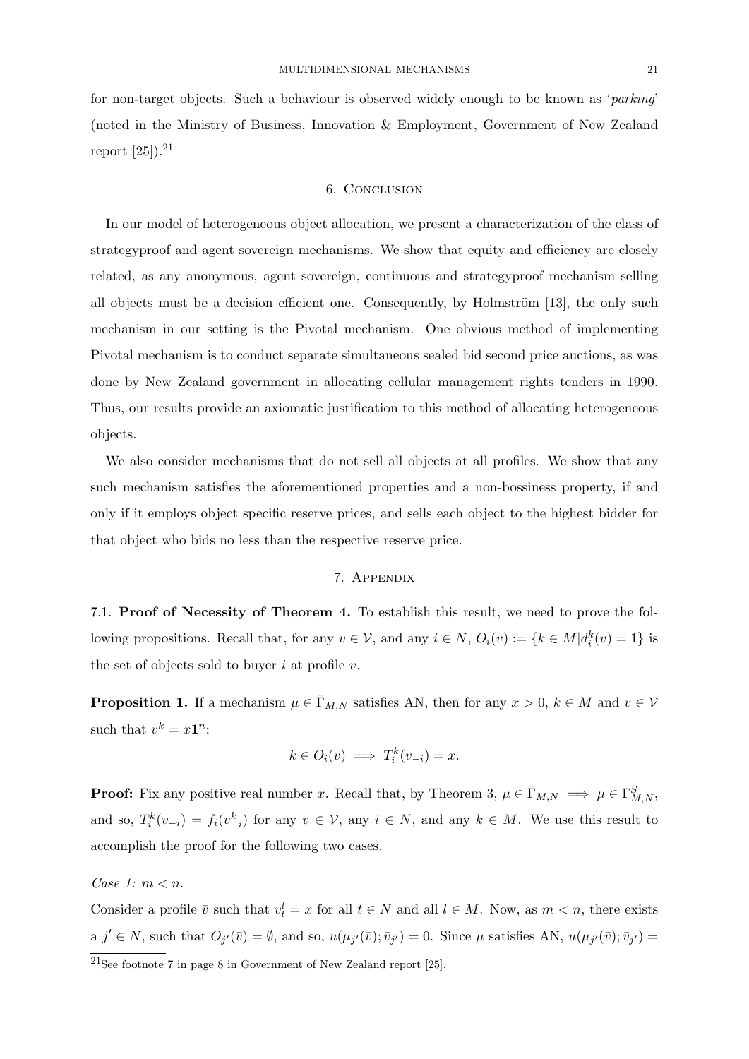for non-target objects. Such a behaviour is observed widely enough to be known as '*parking*' (noted in the Ministry of Business, Innovation & Employment, Government of New Zealand report [25]).[21]

## 6. Conclusion

In our model of heterogeneous object allocation, we present a characterization of the class of strategyproof and agent sovereign mechanisms. We show that equity and efficiency are closely related, as any anonymous, agent sovereign, continuous and strategyproof mechanism selling all objects must be a decision efficient one. Consequently, by Holmström [13], the only such mechanism in our setting is the Pivotal mechanism. One obvious method of implementing Pivotal mechanism is to conduct separate simultaneous sealed bid second price auctions, as was done by New Zealand government in allocating cellular management rights tenders in 1990. Thus, our results provide an axiomatic justification to this method of allocating heterogeneous objects.

We also consider mechanisms that do not sell all objects at all profiles. We show that any such mechanism satisfies the aforementioned properties and a non-bossiness property, if and only if it employs object specific reserve prices, and sells each object to the highest bidder for that object who bids no less than the respective reserve price.

## 7. Appendix

7.1. **Proof of Necessity of Theorem 4.** To establish this result, we need to prove the following propositions. Recall that, for any $v \in \mathcal{V}$, and any $i \in N$, $O_i(v) := \{k \in M | d_i^k(v) = 1\}$ is the set of objects sold to buyer $i$ at profile $v$.

**Proposition 1.** If a mechanism $\mu \in \bar{\Gamma}_{M,N}$ satisfies AN, then for any $x > 0$, $k \in M$ and $v \in \mathcal{V}$ such that $v^k = x\mathbf{1}^n$;

$$k \in O_i(v) \implies T_i^k(v_{-i}) = x.$$

**Proof:** Fix any positive real number $x$. Recall that, by Theorem 3, $\mu \in \bar{\Gamma}_{M,N} \implies \mu \in \Gamma_{M,N}^S$, and so, $T_i^k(v_{-i}) = f_i(v_{-i}^k)$ for any $v \in \mathcal{V}$, any $i \in N$, and any $k \in M$. We use this result to accomplish the proof for the following two cases.

*Case 1: $m < n$.*

Consider a profile $\bar{v}$ such that $v_t^l = x$ for all $t \in N$ and all $l \in M$. Now, as $m < n$, there exists a $j' \in N$, such that $O_{j'}(\bar{v}) = \emptyset$, and so, $u(\mu_{j'}(\bar{v}); \bar{v}_{j'}) = 0$. Since $\mu$ satisfies AN, $u(\mu_{j'}(\bar{v}); \bar{v}_{j'}) =$

[21]See footnote 7 in page 8 in Government of New Zealand report [25].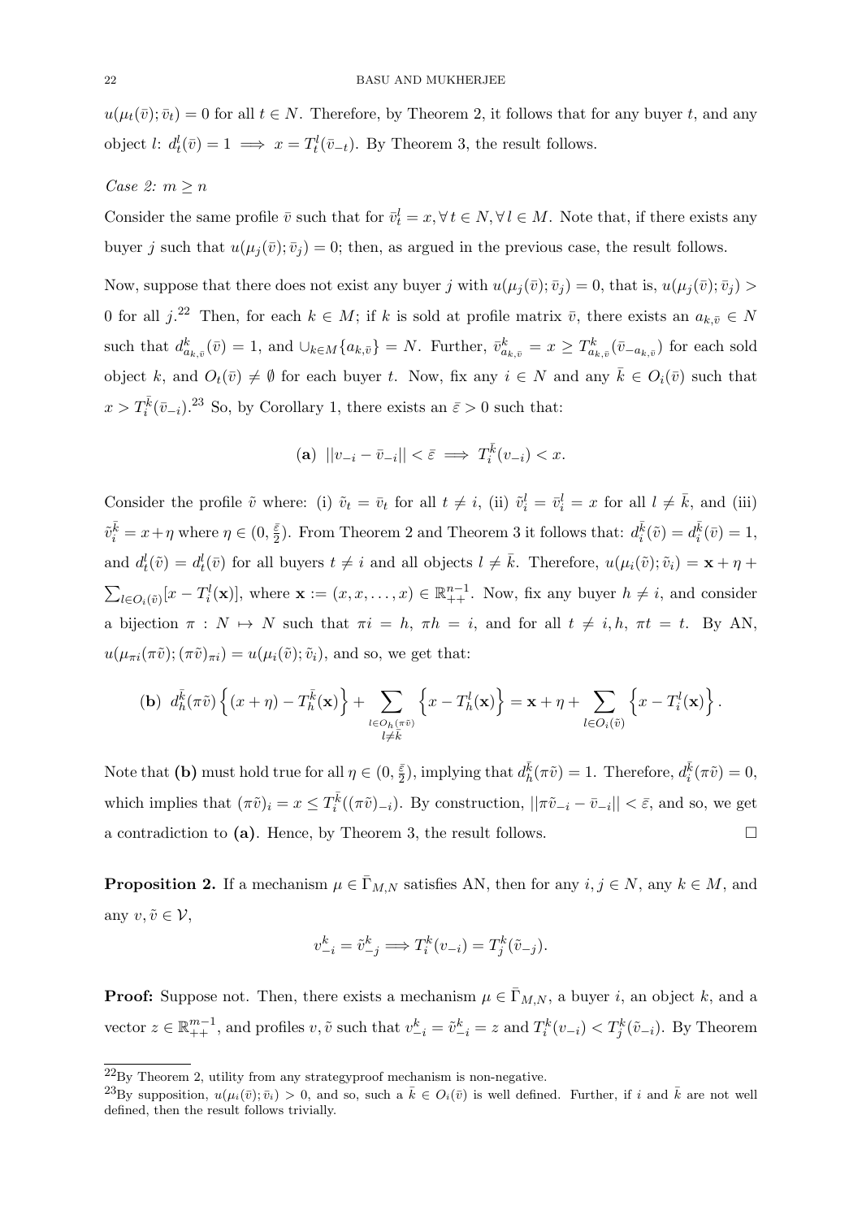$u(\mu_t(\bar{v}); \bar{v}_t) = 0$ for all $t \in N$. Therefore, by Theorem 2, it follows that for any buyer $t$, and any object $l$: $d_t^l(\bar{v}) = 1 \implies x = T_t^l(\bar{v}_{-t})$. By Theorem 3, the result follows.

*Case 2: $m \geq n$*

Consider the same profile $\bar{v}$ such that for $\bar{v}_t^l = x, \forall\, t \in N, \forall\, l \in M$. Note that, if there exists any buyer $j$ such that $u(\mu_j(\bar{v}); \bar{v}_j) = 0$; then, as argued in the previous case, the result follows.

Now, suppose that there does not exist any buyer $j$ with $u(\mu_j(\bar{v}); \bar{v}_j) = 0$, that is, $u(\mu_j(\bar{v}); \bar{v}_j) > 0$ for all $j$.[22] Then, for each $k \in M$; if $k$ is sold at profile matrix $\bar{v}$, there exists an $a_{k,\bar{v}} \in N$ such that $d_{a_{k,\bar{v}}}^k(\bar{v}) = 1$, and $\cup_{k \in M}\{a_{k,\bar{v}}\} = N$. Further, $\bar{v}_{a_{k,\bar{v}}}^k = x \geq T_{a_{k,\bar{v}}}^k(\bar{v}_{-a_{k,\bar{v}}})$ for each sold object $k$, and $O_t(\bar{v}) \neq \emptyset$ for each buyer $t$. Now, fix any $i \in N$ and any $\bar{k} \in O_i(\bar{v})$ such that $x > T_i^{\bar{k}}(\bar{v}_{-i})$.[23] So, by Corollary 1, there exists an $\bar{\varepsilon} > 0$ such that:

$$\textbf{(a)}\ \ ||v_{-i} - \bar{v}_{-i}|| < \bar{\varepsilon} \implies T_i^{\bar{k}}(v_{-i}) < x.$$

Consider the profile $\tilde{v}$ where: (i) $\tilde{v}_t = \bar{v}_t$ for all $t \neq i$, (ii) $\tilde{v}_i^l = \bar{v}_i^l = x$ for all $l \neq \bar{k}$, and (iii) $\tilde{v}_i^{\bar{k}} = x + \eta$ where $\eta \in (0, \frac{\bar{\varepsilon}}{2})$. From Theorem 2 and Theorem 3 it follows that: $d_i^{\bar{k}}(\tilde{v}) = d_i^{\bar{k}}(\bar{v}) = 1$, and $d_t^l(\tilde{v}) = d_t^l(\bar{v})$ for all buyers $t \neq i$ and all objects $l \neq \bar{k}$. Therefore, $u(\mu_i(\tilde{v}); \tilde{v}_i) = \mathbf{x} + \eta + \sum_{l \in O_i(\tilde{v})}[x - T_i^l(\mathbf{x})]$, where $\mathbf{x} := (x, x, \ldots, x) \in \mathbb{R}_{++}^{n-1}$. Now, fix any buyer $h \neq i$, and consider a bijection $\pi : N \mapsto N$ such that $\pi i = h$, $\pi h = i$, and for all $t \neq i, h$, $\pi t = t$. By AN, $u(\mu_{\pi i}(\pi\tilde{v}); (\pi\tilde{v})_{\pi i}) = u(\mu_i(\tilde{v}); \tilde{v}_i)$, and so, we get that:

$$\textbf{(b)}\ \ d_h^{\bar{k}}(\pi\tilde{v})\left\{(x+\eta) - T_h^{\bar{k}}(\mathbf{x})\right\} + \sum_{\substack{l \in O_h(\pi\tilde{v}) \\ l \neq \bar{k}}} \left\{x - T_h^l(\mathbf{x})\right\} = \mathbf{x} + \eta + \sum_{l \in O_i(\tilde{v})} \left\{x - T_i^l(\mathbf{x})\right\}.$$

Note that **(b)** must hold true for all $\eta \in (0, \frac{\bar{\varepsilon}}{2})$, implying that $d_h^{\bar{k}}(\pi\tilde{v}) = 1$. Therefore, $d_i^{\bar{k}}(\pi\tilde{v}) = 0$, which implies that $(\pi\tilde{v})_i = x \leq T_i^{\bar{k}}((\pi\tilde{v})_{-i})$. By construction, $||\pi\tilde{v}_{-i} - \bar{v}_{-i}|| < \bar{\varepsilon}$, and so, we get a contradiction to **(a)**. Hence, by Theorem 3, the result follows. $\square$

**Proposition 2.** If a mechanism $\mu \in \bar{\Gamma}_{M,N}$ satisfies AN, then for any $i, j \in N$, any $k \in M$, and any $v, \tilde{v} \in \mathcal{V}$,

$$v_{-i}^k = \tilde{v}_{-j}^k \Longrightarrow T_i^k(v_{-i}) = T_j^k(\tilde{v}_{-j}).$$

**Proof:** Suppose not. Then, there exists a mechanism $\mu \in \bar{\Gamma}_{M,N}$, a buyer $i$, an object $k$, and a vector $z \in \mathbb{R}_{++}^{m-1}$, and profiles $v, \tilde{v}$ such that $v_{-i}^k = \tilde{v}_{-i}^k = z$ and $T_i^k(v_{-i}) < T_j^k(\tilde{v}_{-i})$. By Theorem

[22] By Theorem 2, utility from any strategyproof mechanism is non-negative.

[23] By supposition, $u(\mu_i(\bar{v}); \bar{v}_i) > 0$, and so, such a $\bar{k} \in O_i(\bar{v})$ is well defined. Further, if $i$ and $\bar{k}$ are not well defined, then the result follows trivially.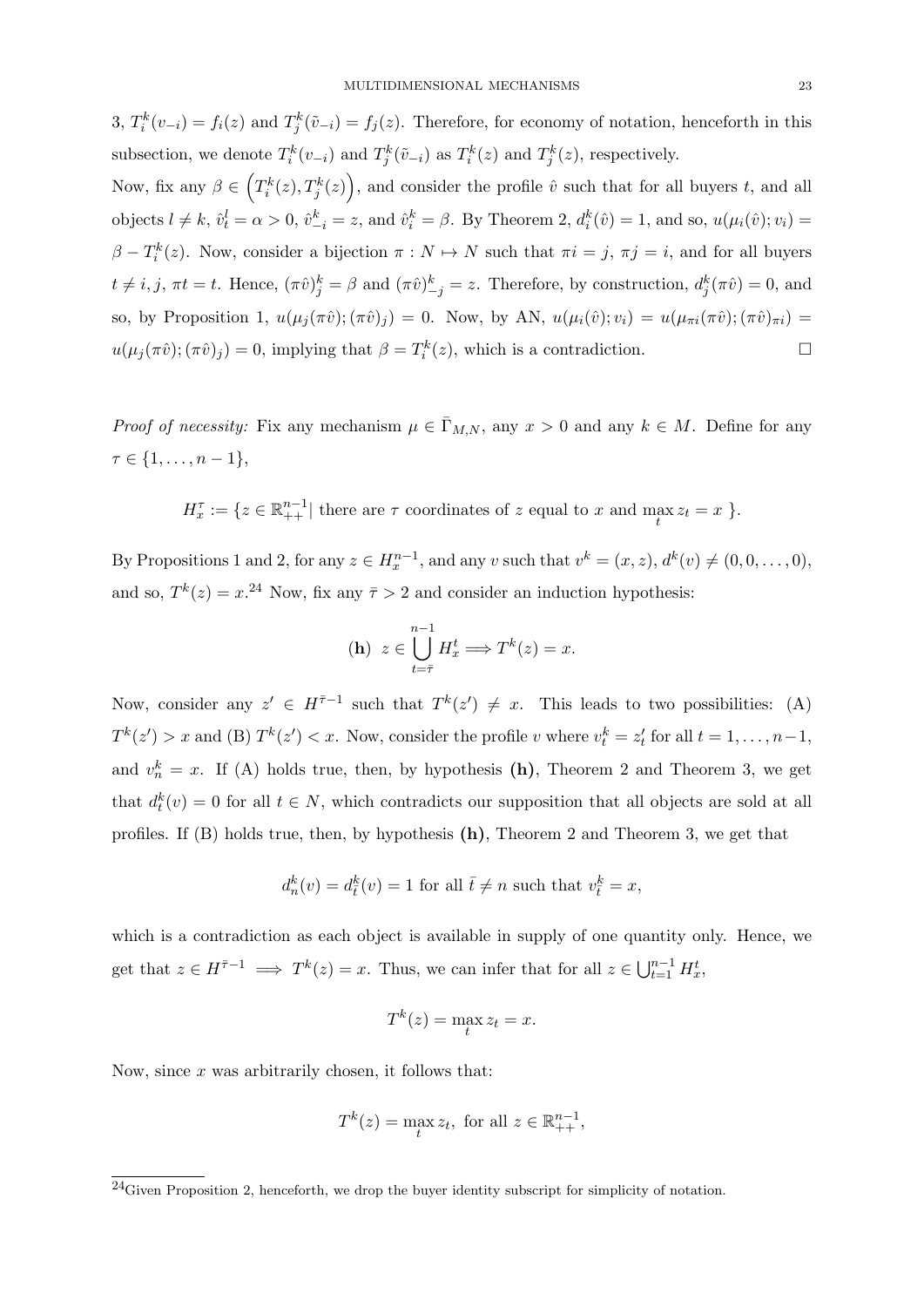3, $T_i^k(v_{-i}) = f_i(z)$ and $T_j^k(\tilde{v}_{-i}) = f_j(z)$. Therefore, for economy of notation, henceforth in this subsection, we denote $T_i^k(v_{-i})$ and $T_j^k(\tilde{v}_{-i})$ as $T_i^k(z)$ and $T_j^k(z)$, respectively.

Now, fix any $\beta \in \left(T_i^k(z), T_j^k(z)\right)$, and consider the profile $\hat{v}$ such that for all buyers $t$, and all objects $l \neq k$, $\hat{v}_t^l = \alpha > 0$, $\hat{v}_{-i}^k = z$, and $\hat{v}_i^k = \beta$. By Theorem 2, $d_i^k(\hat{v}) = 1$, and so, $u(\mu_i(\hat{v}); v_i) = \beta - T_i^k(z)$. Now, consider a bijection $\pi : N \mapsto N$ such that $\pi i = j$, $\pi j = i$, and for all buyers $t \neq i, j$, $\pi t = t$. Hence, $(\pi\hat{v})_j^k = \beta$ and $(\pi\hat{v})_{-j}^k = z$. Therefore, by construction, $d_j^k(\pi\hat{v}) = 0$, and so, by Proposition 1, $u(\mu_j(\pi\hat{v}); (\pi\hat{v})_j) = 0$. Now, by AN, $u(\mu_i(\hat{v}); v_i) = u(\mu_{\pi i}(\pi\hat{v}); (\pi\hat{v})_{\pi i}) = u(\mu_j(\pi\hat{v}); (\pi\hat{v})_j) = 0$, implying that $\beta = T_i^k(z)$, which is a contradiction. $\square$

*Proof of necessity:* Fix any mechanism $\mu \in \bar{\Gamma}_{M,N}$, any $x > 0$ and any $k \in M$. Define for any $\tau \in \{1, \ldots, n-1\}$,

$$H_x^\tau := \{z \in \mathbb{R}_{++}^{n-1} | \text{ there are } \tau \text{ coordinates of } z \text{ equal to } x \text{ and } \max_t z_t = x \}.$$

By Propositions 1 and 2, for any $z \in H_x^{n-1}$, and any $v$ such that $v^k = (x, z)$, $d^k(v) \neq (0, 0, \ldots, 0)$, and so, $T^k(z) = x$.[24] Now, fix any $\bar{\tau} > 2$ and consider an induction hypothesis:

$$(\mathbf{h}) \;\; z \in \bigcup_{t=\bar{\tau}}^{n-1} H_x^t \Longrightarrow T^k(z) = x.$$

Now, consider any $z' \in H^{\bar{\tau}-1}$ such that $T^k(z') \neq x$. This leads to two possibilities: (A) $T^k(z') > x$ and (B) $T^k(z') < x$. Now, consider the profile $v$ where $v_t^k = z_t'$ for all $t = 1, \ldots, n-1$, and $v_n^k = x$. If (A) holds true, then, by hypothesis **(h)**, Theorem 2 and Theorem 3, we get that $d_t^k(v) = 0$ for all $t \in N$, which contradicts our supposition that all objects are sold at all profiles. If (B) holds true, then, by hypothesis **(h)**, Theorem 2 and Theorem 3, we get that

$$d_n^k(v) = d_{\bar{t}}^k(v) = 1 \text{ for all } \bar{t} \neq n \text{ such that } v_{\bar{t}}^k = x,$$

which is a contradiction as each object is available in supply of one quantity only. Hence, we get that $z \in H^{\bar{\tau}-1} \implies T^k(z) = x$. Thus, we can infer that for all $z \in \bigcup_{t=1}^{n-1} H_x^t$,

$$T^k(z) = \max_t z_t = x.$$

Now, since $x$ was arbitrarily chosen, it follows that:

$$T^k(z) = \max_t z_t, \text{ for all } z \in \mathbb{R}_{++}^{n-1},$$

[24] Given Proposition 2, henceforth, we drop the buyer identity subscript for simplicity of notation.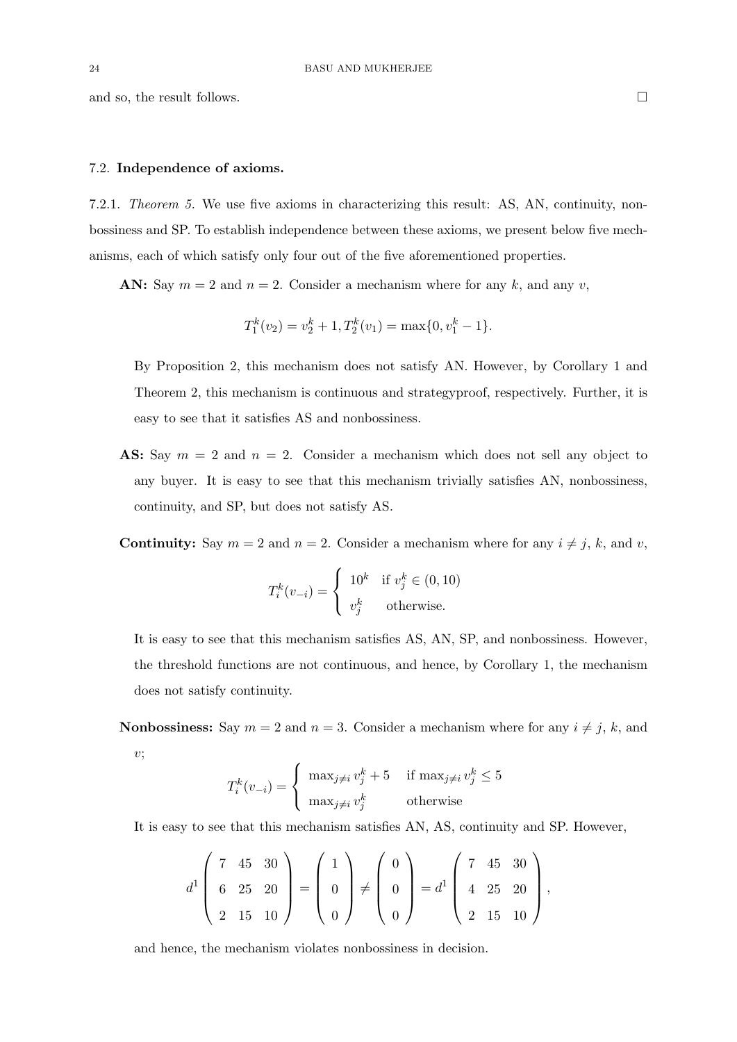and so, the result follows. □

### 7.2. Independence of axioms.

7.2.1. *Theorem 5.* We use five axioms in characterizing this result: AS, AN, continuity, nonbossiness and SP. To establish independence between these axioms, we present below five mechanisms, each of which satisfy only four out of the five aforementioned properties.

**AN:** Say $m = 2$ and $n = 2$. Consider a mechanism where for any $k$, and any $v$,

$$T_1^k(v_2) = v_2^k + 1, T_2^k(v_1) = \max\{0, v_1^k - 1\}.$$

By Proposition 2, this mechanism does not satisfy AN. However, by Corollary 1 and Theorem 2, this mechanism is continuous and strategyproof, respectively. Further, it is easy to see that it satisfies AS and nonbossiness.

**AS:** Say $m = 2$ and $n = 2$. Consider a mechanism which does not sell any object to any buyer. It is easy to see that this mechanism trivially satisfies AN, nonbossiness, continuity, and SP, but does not satisfy AS.

**Continuity:** Say $m = 2$ and $n = 2$. Consider a mechanism where for any $i \neq j$, $k$, and $v$,

$$T_i^k(v_{-i}) = \begin{cases} 10^k & \text{if } v_j^k \in (0, 10) \\ v_j^k & \text{otherwise.} \end{cases}$$

It is easy to see that this mechanism satisfies AS, AN, SP, and nonbossiness. However, the threshold functions are not continuous, and hence, by Corollary 1, the mechanism does not satisfy continuity.

**Nonbossiness:** Say $m = 2$ and $n = 3$. Consider a mechanism where for any $i \neq j$, $k$, and $v$;

$$T_i^k(v_{-i}) = \begin{cases} \max_{j \neq i} v_j^k + 5 & \text{if } \max_{j \neq i} v_j^k \leq 5 \\ \max_{j \neq i} v_j^k & \text{otherwise} \end{cases}$$

It is easy to see that this mechanism satisfies AN, AS, continuity and SP. However,

$$d^1 \begin{pmatrix} 7 & 45 & 30 \\ 6 & 25 & 20 \\ 2 & 15 & 10 \end{pmatrix} = \begin{pmatrix} 1 \\ 0 \\ 0 \end{pmatrix} \neq \begin{pmatrix} 0 \\ 0 \\ 0 \end{pmatrix} = d^1 \begin{pmatrix} 7 & 45 & 30 \\ 4 & 25 & 20 \\ 2 & 15 & 10 \end{pmatrix},$$

and hence, the mechanism violates nonbossiness in decision.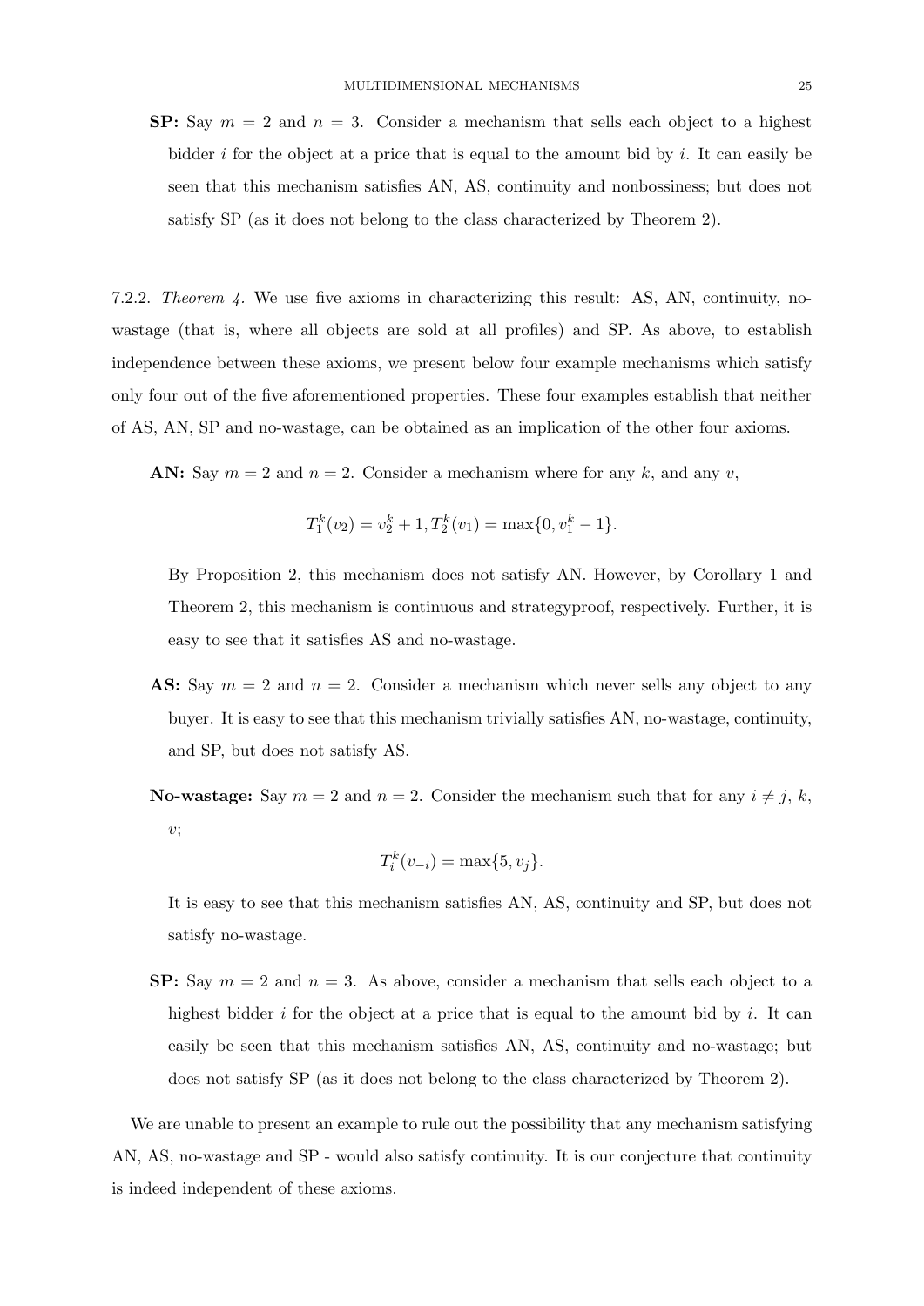- **SP:** Say $m = 2$ and $n = 3$. Consider a mechanism that sells each object to a highest bidder $i$ for the object at a price that is equal to the amount bid by $i$. It can easily be seen that this mechanism satisfies AN, AS, continuity and nonbossiness; but does not satisfy SP (as it does not belong to the class characterized by Theorem 2).

7.2.2. *Theorem 4.* We use five axioms in characterizing this result: AS, AN, continuity, no-wastage (that is, where all objects are sold at all profiles) and SP. As above, to establish independence between these axioms, we present below four example mechanisms which satisfy only four out of the five aforementioned properties. These four examples establish that neither of AS, AN, SP and no-wastage, can be obtained as an implication of the other four axioms.

**AN:** Say $m = 2$ and $n = 2$. Consider a mechanism where for any $k$, and any $v$,

$$T_1^k(v_2) = v_2^k + 1, T_2^k(v_1) = \max\{0, v_1^k - 1\}.$$

By Proposition 2, this mechanism does not satisfy AN. However, by Corollary 1 and Theorem 2, this mechanism is continuous and strategyproof, respectively. Further, it is easy to see that it satisfies AS and no-wastage.

- **AS:** Say $m = 2$ and $n = 2$. Consider a mechanism which never sells any object to any buyer. It is easy to see that this mechanism trivially satisfies AN, no-wastage, continuity, and SP, but does not satisfy AS.

- **No-wastage:** Say $m = 2$ and $n = 2$. Consider the mechanism such that for any $i \neq j$, $k$, $v$;

$$T_i^k(v_{-i}) = \max\{5, v_j\}.$$

It is easy to see that this mechanism satisfies AN, AS, continuity and SP, but does not satisfy no-wastage.

- **SP:** Say $m = 2$ and $n = 3$. As above, consider a mechanism that sells each object to a highest bidder $i$ for the object at a price that is equal to the amount bid by $i$. It can easily be seen that this mechanism satisfies AN, AS, continuity and no-wastage; but does not satisfy SP (as it does not belong to the class characterized by Theorem 2).

We are unable to present an example to rule out the possibility that any mechanism satisfying AN, AS, no-wastage and SP - would also satisfy continuity. It is our conjecture that continuity is indeed independent of these axioms.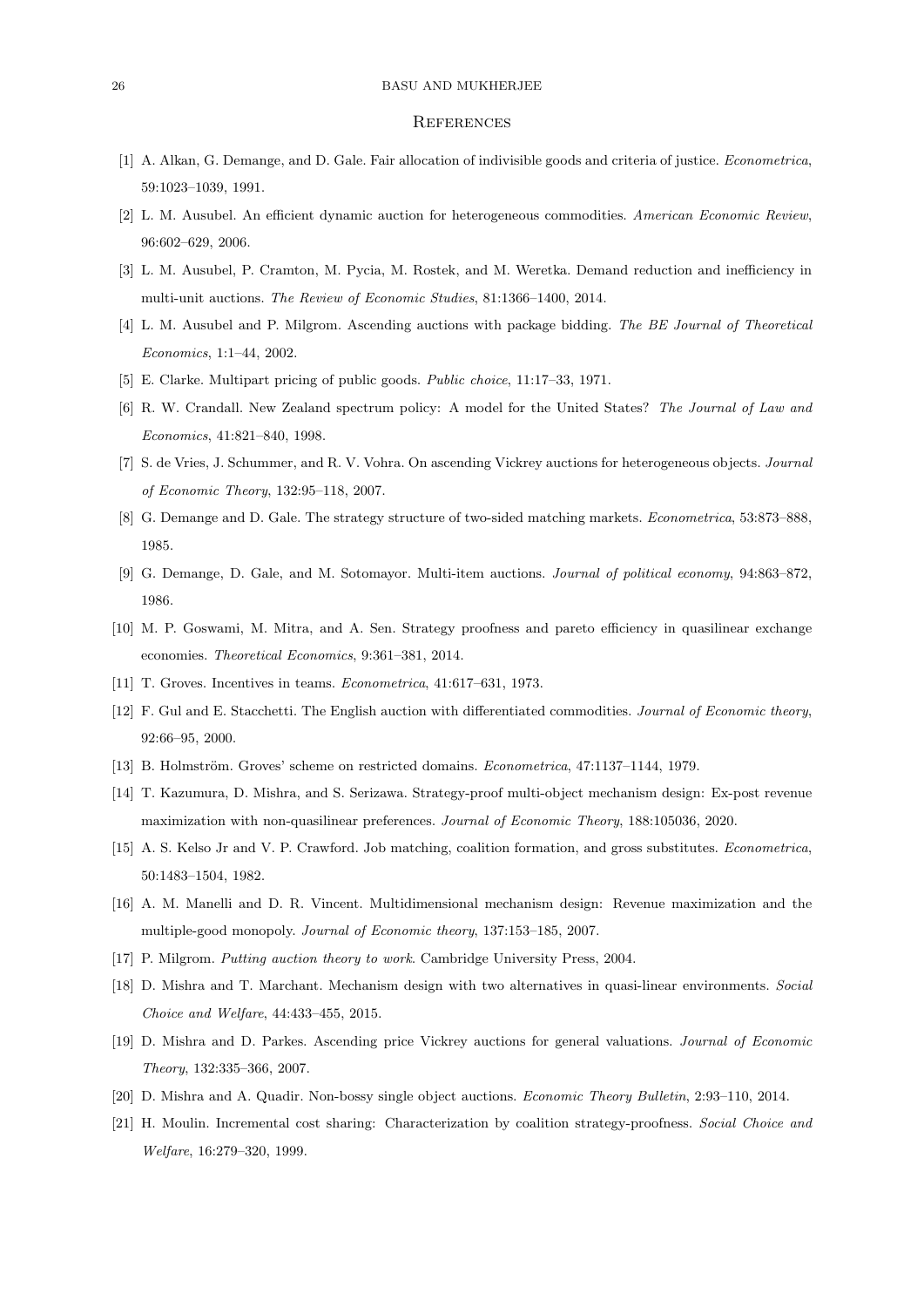## References

[1] A. Alkan, G. Demange, and D. Gale. Fair allocation of indivisible goods and criteria of justice. *Econometrica*, 59:1023–1039, 1991.

[2] L. M. Ausubel. An efficient dynamic auction for heterogeneous commodities. *American Economic Review*, 96:602–629, 2006.

[3] L. M. Ausubel, P. Cramton, M. Pycia, M. Rostek, and M. Weretka. Demand reduction and inefficiency in multi-unit auctions. *The Review of Economic Studies*, 81:1366–1400, 2014.

[4] L. M. Ausubel and P. Milgrom. Ascending auctions with package bidding. *The BE Journal of Theoretical Economics*, 1:1–44, 2002.

[5] E. Clarke. Multipart pricing of public goods. *Public choice*, 11:17–33, 1971.

[6] R. W. Crandall. New Zealand spectrum policy: A model for the United States? *The Journal of Law and Economics*, 41:821–840, 1998.

[7] S. de Vries, J. Schummer, and R. V. Vohra. On ascending Vickrey auctions for heterogeneous objects. *Journal of Economic Theory*, 132:95–118, 2007.

[8] G. Demange and D. Gale. The strategy structure of two-sided matching markets. *Econometrica*, 53:873–888, 1985.

[9] G. Demange, D. Gale, and M. Sotomayor. Multi-item auctions. *Journal of political economy*, 94:863–872, 1986.

[10] M. P. Goswami, M. Mitra, and A. Sen. Strategy proofness and pareto efficiency in quasilinear exchange economies. *Theoretical Economics*, 9:361–381, 2014.

[11] T. Groves. Incentives in teams. *Econometrica*, 41:617–631, 1973.

[12] F. Gul and E. Stacchetti. The English auction with differentiated commodities. *Journal of Economic theory*, 92:66–95, 2000.

[13] B. Holmström. Groves' scheme on restricted domains. *Econometrica*, 47:1137–1144, 1979.

[14] T. Kazumura, D. Mishra, and S. Serizawa. Strategy-proof multi-object mechanism design: Ex-post revenue maximization with non-quasilinear preferences. *Journal of Economic Theory*, 188:105036, 2020.

[15] A. S. Kelso Jr and V. P. Crawford. Job matching, coalition formation, and gross substitutes. *Econometrica*, 50:1483–1504, 1982.

[16] A. M. Manelli and D. R. Vincent. Multidimensional mechanism design: Revenue maximization and the multiple-good monopoly. *Journal of Economic theory*, 137:153–185, 2007.

[17] P. Milgrom. *Putting auction theory to work*. Cambridge University Press, 2004.

[18] D. Mishra and T. Marchant. Mechanism design with two alternatives in quasi-linear environments. *Social Choice and Welfare*, 44:433–455, 2015.

[19] D. Mishra and D. Parkes. Ascending price Vickrey auctions for general valuations. *Journal of Economic Theory*, 132:335–366, 2007.

[20] D. Mishra and A. Quadir. Non-bossy single object auctions. *Economic Theory Bulletin*, 2:93–110, 2014.

[21] H. Moulin. Incremental cost sharing: Characterization by coalition strategy-proofness. *Social Choice and Welfare*, 16:279–320, 1999.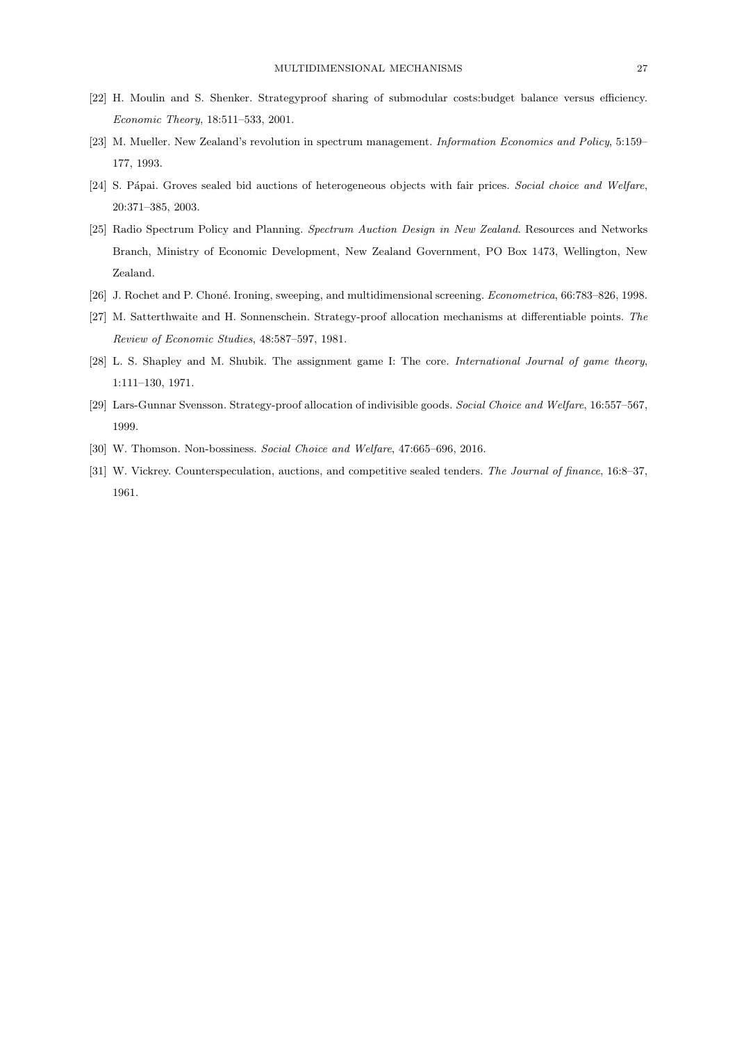[22] H. Moulin and S. Shenker. Strategyproof sharing of submodular costs:budget balance versus efficiency. *Economic Theory*, 18:511–533, 2001.

[23] M. Mueller. New Zealand's revolution in spectrum management. *Information Economics and Policy*, 5:159–177, 1993.

[24] S. Pápai. Groves sealed bid auctions of heterogeneous objects with fair prices. *Social choice and Welfare*, 20:371–385, 2003.

[25] Radio Spectrum Policy and Planning. *Spectrum Auction Design in New Zealand*. Resources and Networks Branch, Ministry of Economic Development, New Zealand Government, PO Box 1473, Wellington, New Zealand.

[26] J. Rochet and P. Choné. Ironing, sweeping, and multidimensional screening. *Econometrica*, 66:783–826, 1998.

[27] M. Satterthwaite and H. Sonnenschein. Strategy-proof allocation mechanisms at differentiable points. *The Review of Economic Studies*, 48:587–597, 1981.

[28] L. S. Shapley and M. Shubik. The assignment game I: The core. *International Journal of game theory*, 1:111–130, 1971.

[29] Lars-Gunnar Svensson. Strategy-proof allocation of indivisible goods. *Social Choice and Welfare*, 16:557–567, 1999.

[30] W. Thomson. Non-bossiness. *Social Choice and Welfare*, 47:665–696, 2016.

[31] W. Vickrey. Counterspeculation, auctions, and competitive sealed tenders. *The Journal of finance*, 16:8–37, 1961.